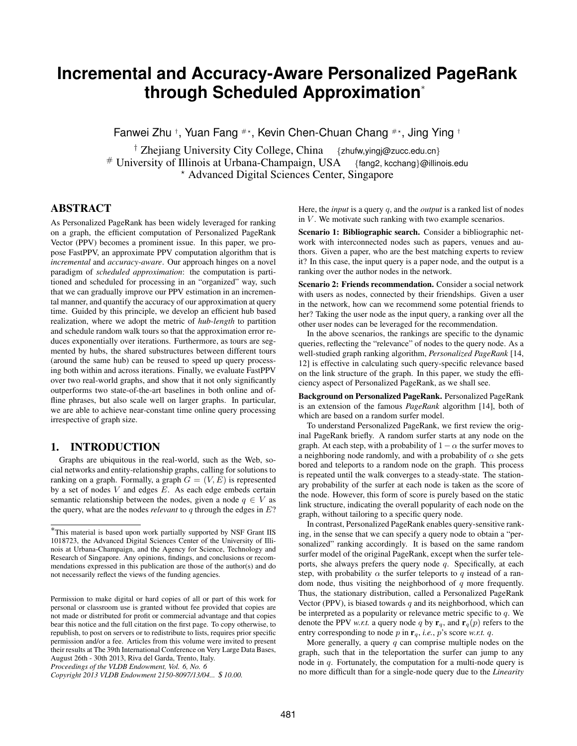# Incremental and Accuracy-Aware Personalized PageRank through Scheduled Approximation*

Fanwei Zhu [†], Yuan Fang [# ⋆], Kevin Chen-Chuan Chang [# ⋆], Jing Ying [†]

[†] Zhejiang University City College, China {zhufw,yingj}@zucc.edu.cn
[#] University of Illinois at Urbana-Champaign, USA {fang2, kcchang}@illinois.edu
[⋆] Advanced Digital Sciences Center, Singapore

## ABSTRACT

As Personalized PageRank has been widely leveraged for ranking on a graph, the efficient computation of Personalized PageRank Vector (PPV) becomes a prominent issue. In this paper, we propose FastPPV, an approximate PPV computation algorithm that is *incremental* and *accuracy-aware*. Our approach hinges on a novel paradigm of *scheduled approximation*: the computation is partitioned and scheduled for processing in an "organized" way, such that we can gradually improve our PPV estimation in an incremental manner, and quantify the accuracy of our approximation at query time. Guided by this principle, we develop an efficient hub based realization, where we adopt the metric of *hub-length* to partition and schedule random walk tours so that the approximation error reduces exponentially over iterations. Furthermore, as tours are segmented by hubs, the shared substructures between different tours (around the same hub) can be reused to speed up query processing both within and across iterations. Finally, we evaluate FastPPV over two real-world graphs, and show that it not only significantly outperforms two state-of-the-art baselines in both online and offline phrases, but also scale well on larger graphs. In particular, we are able to achieve near-constant time online query processing irrespective of graph size.

## 1. INTRODUCTION

Graphs are ubiquitous in the real-world, such as the Web, social networks and entity-relationship graphs, calling for solutions to ranking on a graph. Formally, a graph $G = (V, E)$ is represented by a set of nodes $V$ and edges $E$. As each edge embeds certain semantic relationship between the nodes, given a node $q \in V$ as the query, what are the nodes *relevant* to $q$ through the edges in $E$? Here, the *input* is a query $q$, and the *output* is a ranked list of nodes in $V$. We motivate such ranking with two example scenarios.

**Scenario 1: Bibliographic search.** Consider a bibliographic network with interconnected nodes such as papers, venues and authors. Given a paper, who are the best matching experts to review it? In this case, the input query is a paper node, and the output is a ranking over the author nodes in the network.

**Scenario 2: Friends recommendation.** Consider a social network with users as nodes, connected by their friendships. Given a user in the network, how can we recommend some potential friends to her? Taking the user node as the input query, a ranking over all the other user nodes can be leveraged for the recommendation.

In the above scenarios, the rankings are specific to the dynamic queries, reflecting the "relevance" of nodes to the query node. As a well-studied graph ranking algorithm, *Personalized PageRank* [14, 12] is effective in calculating such query-specific relevance based on the link structure of the graph. In this paper, we study the efficiency aspect of Personalized PageRank, as we shall see.

**Background on Personalized PageRank.** Personalized PageRank is an extension of the famous *PageRank* algorithm [14], both of which are based on a random surfer model.

To understand Personalized PageRank, we first review the original PageRank briefly. A random surfer starts at any node on the graph. At each step, with a probability of $1 - \alpha$ the surfer moves to a neighboring node randomly, and with a probability of $\alpha$ she gets bored and teleports to a random node on the graph. This process is repeated until the walk converges to a steady-state. The stationary probability of the surfer at each node is taken as the score of the node. However, this form of score is purely based on the static link structure, indicating the overall popularity of each node on the graph, without tailoring to a specific query node.

In contrast, Personalized PageRank enables query-sensitive ranking, in the sense that we can specify a query node to obtain a "personalized" ranking accordingly. It is based on the same random surfer model of the original PageRank, except when the surfer teleports, she always prefers the query node $q$. Specifically, at each step, with probability $\alpha$ the surfer teleports to $q$ instead of a random node, thus visiting the neighborhood of $q$ more frequently. Thus, the stationary distribution, called a Personalized PageRank Vector (PPV), is biased towards $q$ and its neighborhood, which can be interpreted as a popularity or relevance metric specific to $q$. We denote the PPV *w.r.t.* a query node $q$ by $\mathbf{r}_q$, and $\mathbf{r}_q(p)$ refers to the entry corresponding to node $p$ in $\mathbf{r}_q$, *i.e.*, $p$'s score *w.r.t.* $q$.

More generally, a query $q$ can comprise multiple nodes on the graph, such that in the teleportation the surfer can jump to any node in $q$. Fortunately, the computation for a multi-node query is no more difficult than for a single-node query due to the *Linearity*

---

*This material is based upon work partially supported by NSF Grant IIS 1018723, the Advanced Digital Sciences Center of the University of Illinois at Urbana-Champaign, and the Agency for Science, Technology and Research of Singapore. Any opinions, findings, and conclusions or recommendations expressed in this publication are those of the author(s) and do not necessarily reflect the views of the funding agencies.

Permission to make digital or hard copies of all or part of this work for personal or classroom use is granted without fee provided that copies are not made or distributed for profit or commercial advantage and that copies bear this notice and the full citation on the first page. To copy otherwise, to republish, to post on servers or to redistribute to lists, requires prior specific permission and/or a fee. Articles from this volume were invited to present their results at The 39th International Conference on Very Large Data Bases, August 26th - 30th 2013, Riva del Garda, Trento, Italy.
*Proceedings of the VLDB Endowment, Vol. 6, No. 6*
*Copyright 2013 VLDB Endowment 2150-8097/13/04... $ 10.00.*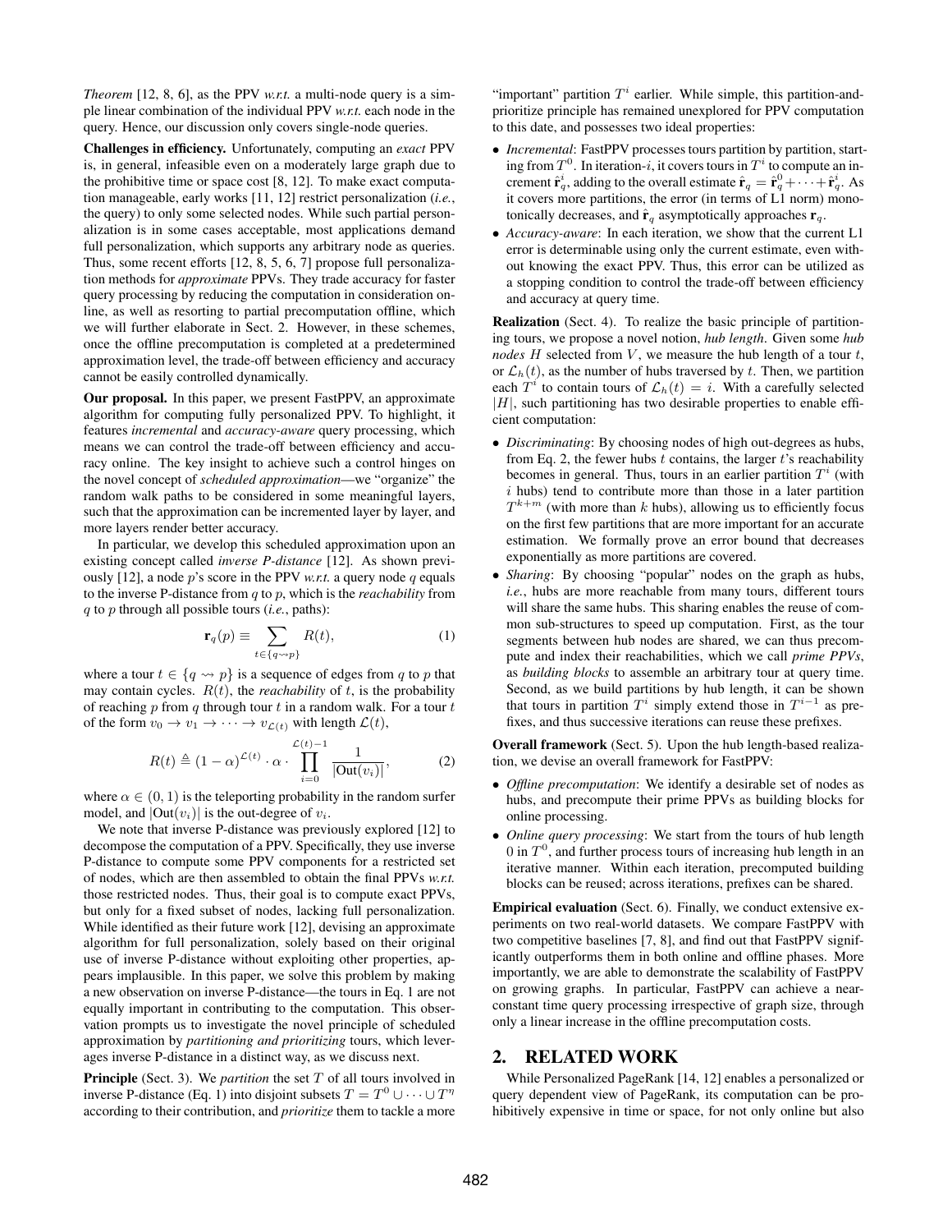*Theorem* [12, 8, 6], as the PPV *w.r.t.* a multi-node query is a simple linear combination of the individual PPV *w.r.t.* each node in the query. Hence, our discussion only covers single-node queries.

**Challenges in efficiency.** Unfortunately, computing an *exact* PPV is, in general, infeasible even on a moderately large graph due to the prohibitive time or space cost [8, 12]. To make exact computation manageable, early works [11, 12] restrict personalization (*i.e.*, the query) to only some selected nodes. While such partial personalization is in some cases acceptable, most applications demand full personalization, which supports any arbitrary node as queries. Thus, some recent efforts [12, 8, 5, 6, 7] propose full personalization methods for *approximate* PPVs. They trade accuracy for faster query processing by reducing the computation in consideration online, as well as resorting to partial precomputation offline, which we will further elaborate in Sect. 2. However, in these schemes, once the offline precomputation is completed at a predetermined approximation level, the trade-off between efficiency and accuracy cannot be easily controlled dynamically.

**Our proposal.** In this paper, we present FastPPV, an approximate algorithm for computing fully personalized PPV. To highlight, it features *incremental* and *accuracy-aware* query processing, which means we can control the trade-off between efficiency and accuracy online. The key insight to achieve such a control hinges on the novel concept of *scheduled approximation*—we "organize" the random walk paths to be considered in some meaningful layers, such that the approximation can be incremented layer by layer, and more layers render better accuracy.

In particular, we develop this scheduled approximation upon an existing concept called *inverse P-distance* [12]. As shown previously [12], a node $p$'s score in the PPV *w.r.t.* a query node $q$ equals to the inverse P-distance from $q$ to $p$, which is the *reachability* from $q$ to $p$ through all possible tours (*i.e.*, paths):

$$\mathbf{r}_q(p) \equiv \sum_{t \in \{q \rightsquigarrow p\}} R(t), \tag{1}$$

where a tour $t \in \{q \rightsquigarrow p\}$ is a sequence of edges from $q$ to $p$ that may contain cycles. $R(t)$, the *reachability* of $t$, is the probability of reaching $p$ from $q$ through tour $t$ in a random walk. For a tour $t$ of the form $v_0 \rightarrow v_1 \rightarrow \cdots \rightarrow v_{\mathcal{L}(t)}$ with length $\mathcal{L}(t)$,

$$R(t) \triangleq (1-\alpha)^{\mathcal{L}(t)} \cdot \alpha \cdot \prod_{i=0}^{\mathcal{L}(t)-1} \frac{1}{|\text{Out}(v_i)|}, \tag{2}$$

where $\alpha \in (0, 1)$ is the teleporting probability in the random surfer model, and $|\text{Out}(v_i)|$ is the out-degree of $v_i$.

We note that inverse P-distance was previously explored [12] to decompose the computation of a PPV. Specifically, they use inverse P-distance to compute some PPV components for a restricted set of nodes, which are then assembled to obtain the final PPVs *w.r.t.* those restricted nodes. Thus, their goal is to compute exact PPVs, but only for a fixed subset of nodes, lacking full personalization. While identified as their future work [12], devising an approximate algorithm for full personalization, solely based on their original use of inverse P-distance without exploiting other properties, appears implausible. In this paper, we solve this problem by making a new observation on inverse P-distance—the tours in Eq. 1 are not equally important in contributing to the computation. This observation prompts us to investigate the novel principle of scheduled approximation by *partitioning and prioritizing* tours, which leverages inverse P-distance in a distinct way, as we discuss next.

**Principle** (Sect. 3). We *partition* the set $T$ of all tours involved in inverse P-distance (Eq. 1) into disjoint subsets $T = T^0 \cup \cdots \cup T^\eta$ according to their contribution, and *prioritize* them to tackle a more "important" partition $T^i$ earlier. While simple, this partition-and-prioritize principle has remained unexplored for PPV computation to this date, and possesses two ideal properties:

- *Incremental*: FastPPV processes tours partition by partition, starting from $T^0$. In iteration-$i$, it covers tours in $T^i$ to compute an increment $\hat{\mathbf{r}}_q^i$, adding to the overall estimate $\hat{\mathbf{r}}_q = \hat{\mathbf{r}}_q^0 + \cdots + \hat{\mathbf{r}}_q^i$. As it covers more partitions, the error (in terms of L1 norm) monotonically decreases, and $\hat{\mathbf{r}}_q$ asymptotically approaches $\mathbf{r}_q$.
- *Accuracy-aware*: In each iteration, we show that the current L1 error is determinable using only the current estimate, even without knowing the exact PPV. Thus, this error can be utilized as a stopping condition to control the trade-off between efficiency and accuracy at query time.

**Realization** (Sect. 4). To realize the basic principle of partitioning tours, we propose a novel notion, *hub length*. Given some *hub nodes* $H$ selected from $V$, we measure the hub length of a tour $t$, or $\mathcal{L}_h(t)$, as the number of hubs traversed by $t$. Then, we partition each $T^i$ to contain tours of $\mathcal{L}_h(t) = i$. With a carefully selected $|H|$, such partitioning has two desirable properties to enable efficient computation:

- *Discriminating*: By choosing nodes of high out-degrees as hubs, from Eq. 2, the fewer hubs $t$ contains, the larger $t$'s reachability becomes in general. Thus, tours in an earlier partition $T^i$ (with $i$ hubs) tend to contribute more than those in a later partition $T^{k+m}$ (with more than $k$ hubs), allowing us to efficiently focus on the first few partitions that are more important for an accurate estimation. We formally prove an error bound that decreases exponentially as more partitions are covered.
- *Sharing*: By choosing "popular" nodes on the graph as hubs, *i.e.*, hubs are more reachable from many tours, different tours will share the same hubs. This sharing enables the reuse of common sub-structures to speed up computation. First, as the tour segments between hub nodes are shared, we can thus precompute and index their reachabilities, which we call *prime PPVs*, as *building blocks* to assemble an arbitrary tour at query time. Second, as we build partitions by hub length, it can be shown that tours in partition $T^i$ simply extend those in $T^{i-1}$ as prefixes, and thus successive iterations can reuse these prefixes.

**Overall framework** (Sect. 5). Upon the hub length-based realization, we devise an overall framework for FastPPV:

- *Offline precomputation*: We identify a desirable set of nodes as hubs, and precompute their prime PPVs as building blocks for online processing.
- *Online query processing*: We start from the tours of hub length 0 in $T^0$, and further process tours of increasing hub length in an iterative manner. Within each iteration, precomputed building blocks can be reused; across iterations, prefixes can be shared.

**Empirical evaluation** (Sect. 6). Finally, we conduct extensive experiments on two real-world datasets. We compare FastPPV with two competitive baselines [7, 8], and find out that FastPPV significantly outperforms them in both online and offline phases. More importantly, we are able to demonstrate the scalability of FastPPV on growing graphs. In particular, FastPPV can achieve a near-constant time query processing irrespective of graph size, through only a linear increase in the offline precomputation costs.

## 2. RELATED WORK

While Personalized PageRank [14, 12] enables a personalized or query dependent view of PageRank, its computation can be prohibitively expensive in time or space, for not only online but also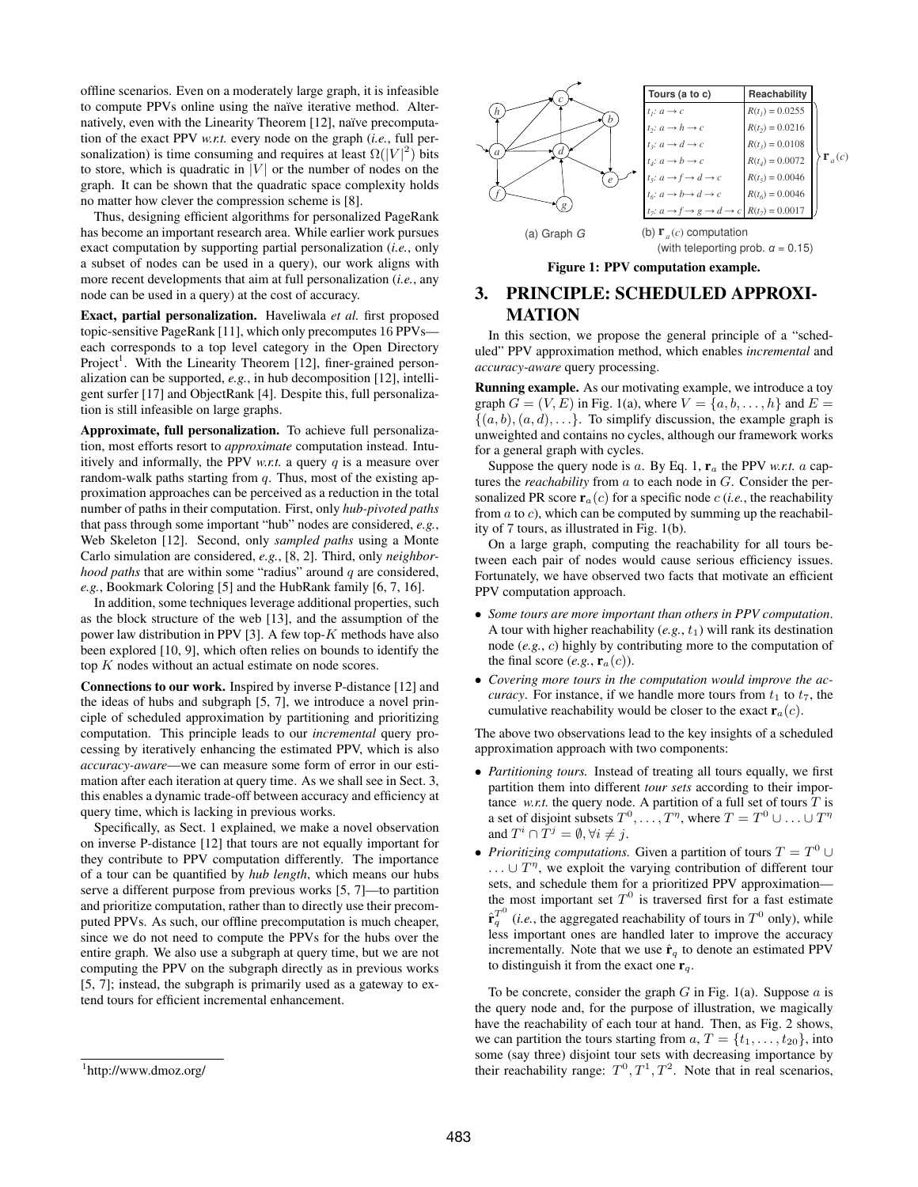offline scenarios. Even on a moderately large graph, it is infeasible to compute PPVs online using the naïve iterative method. Alternatively, even with the Linearity Theorem [12], naïve precomputation of the exact PPV *w.r.t.* every node on the graph (*i.e.*, full personalization) is time consuming and requires at least $\Omega(|V|^2)$ bits to store, which is quadratic in $|V|$ or the number of nodes on the graph. It can be shown that the quadratic space complexity holds no matter how clever the compression scheme is [8].

Thus, designing efficient algorithms for personalized PageRank has become an important research area. While earlier work pursues exact computation by supporting partial personalization (*i.e.*, only a subset of nodes can be used in a query), our work aligns with more recent developments that aim at full personalization (*i.e.*, any node can be used in a query) at the cost of accuracy.

**Exact, partial personalization.** Haveliwala *et al.* first proposed topic-sensitive PageRank [11], which only precomputes 16 PPVs—each corresponds to a top level category in the Open Directory Project[1]. With the Linearity Theorem [12], finer-grained personalization can be supported, *e.g.*, in hub decomposition [12], intelligent surfer [17] and ObjectRank [4]. Despite this, full personalization is still infeasible on large graphs.

**Approximate, full personalization.** To achieve full personalization, most efforts resort to *approximate* computation instead. Intuitively and informally, the PPV *w.r.t.* a query $q$ is a measure over random-walk paths starting from $q$. Thus, most of the existing approximation approaches can be perceived as a reduction in the total number of paths in their computation. First, only *hub-pivoted paths* that pass through some important "hub" nodes are considered, *e.g.*, Web Skeleton [12]. Second, only *sampled paths* using a Monte Carlo simulation are considered, *e.g.*, [8, 2]. Third, only *neighborhood paths* that are within some "radius" around $q$ are considered, *e.g.*, Bookmark Coloring [5] and the HubRank family [6, 7, 16].

In addition, some techniques leverage additional properties, such as the block structure of the web [13], and the assumption of the power law distribution in PPV [3]. A few top-$K$ methods have also been explored [10, 9], which often relies on bounds to identify the top $K$ nodes without an actual estimate on node scores.

**Connections to our work.** Inspired by inverse P-distance [12] and the ideas of hubs and subgraph [5, 7], we introduce a novel principle of scheduled approximation by partitioning and prioritizing computation. This principle leads to our *incremental* query processing by iteratively enhancing the estimated PPV, which is also *accuracy-aware*—we can measure some form of error in our estimation after each iteration at query time. As we shall see in Sect. 3, this enables a dynamic trade-off between accuracy and efficiency at query time, which is lacking in previous works.

Specifically, as Sect. 1 explained, we make a novel observation on inverse P-distance [12] that tours are not equally important for they contribute to PPV computation differently. The importance of a tour can be quantified by *hub length*, which means our hubs serve a different purpose from previous works [5, 7]—to partition and prioritize computation, rather than to directly use their precomputed PPVs. As such, our offline precomputation is much cheaper, since we do not need to compute the PPVs for the hubs over the entire graph. We also use a subgraph at query time, but we are not computing the PPV on the subgraph directly as in previous works [5, 7]; instead, the subgraph is primarily used as a gateway to extend tours for efficient incremental enhancement.

[1] http://www.dmoz.org/

h c b a d e f g

(a) Graph $G$

| Tours (a to c) | Reachability |
|---|---|
| $t_1$: $a \to c$ | $R(t_1) = 0.0255$ |
| $t_2$: $a \to h \to c$ | $R(t_2) = 0.0216$ |
| $t_3$: $a \to d \to c$ | $R(t_3) = 0.0108$ |
| $t_4$: $a \to b \to c$ | $R(t_4) = 0.0072$ |
| $t_5$: $a \to f \to d \to c$ | $R(t_5) = 0.0046$ |
| $t_6$: $a \to b \to d \to c$ | $R(t_6) = 0.0046$ |
| $t_7$: $a \to f \to g \to d \to c$ | $R(t_7) = 0.0017$ |

$\mathbf{r}_a(c)$

(b) $\mathbf{r}_a(c)$ computation (with teleporting prob. $\alpha = 0.15$)

**Figure 1: PPV computation example.**

## 3. PRINCIPLE: SCHEDULED APPROXIMATION

In this section, we propose the general principle of a "scheduled" PPV approximation method, which enables *incremental* and *accuracy-aware* query processing.

**Running example.** As our motivating example, we introduce a toy graph $G = (V, E)$ in Fig. 1(a), where $V = \{a, b, \ldots, h\}$ and $E = \{(a, b), (a, d), \ldots\}$. To simplify discussion, the example graph is unweighted and contains no cycles, although our framework works for a general graph with cycles.

Suppose the query node is $a$. By Eq. 1, $\mathbf{r}_a$ the PPV *w.r.t.* $a$ captures the *reachability* from $a$ to each node in $G$. Consider the personalized PR score $\mathbf{r}_a(c)$ for a specific node $c$ (*i.e.*, the reachability from $a$ to $c$), which can be computed by summing up the reachability of 7 tours, as illustrated in Fig. 1(b).

On a large graph, computing the reachability for all tours between each pair of nodes would cause serious efficiency issues. Fortunately, we have observed two facts that motivate an efficient PPV computation approach.

- *Some tours are more important than others in PPV computation.* A tour with higher reachability (*e.g.*, $t_1$) will rank its destination node (*e.g.*, $c$) highly by contributing more to the computation of the final score (*e.g.*, $\mathbf{r}_a(c)$).
- *Covering more tours in the computation would improve the accuracy.* For instance, if we handle more tours from $t_1$ to $t_7$, the cumulative reachability would be closer to the exact $\mathbf{r}_a(c)$.

The above two observations lead to the key insights of a scheduled approximation approach with two components:

- *Partitioning tours.* Instead of treating all tours equally, we first partition them into different *tour sets* according to their importance *w.r.t.* the query node. A partition of a full set of tours $T$ is a set of disjoint subsets $T^0, \ldots, T^\eta$, where $T = T^0 \cup \ldots \cup T^\eta$ and $T^i \cap T^j = \emptyset, \forall i \neq j$.
- *Prioritizing computations.* Given a partition of tours $T = T^0 \cup \ldots \cup T^\eta$, we exploit the varying contribution of different tour sets, and schedule them for a prioritized PPV approximation—the most important set $T^0$ is traversed first for a fast estimate $\hat{\mathbf{r}}_q^{T^0}$ (*i.e.*, the aggregated reachability of tours in $T^0$ only), while less important ones are handled later to improve the accuracy incrementally. Note that we use $\hat{\mathbf{r}}_q$ to denote an estimated PPV to distinguish it from the exact one $\mathbf{r}_q$.

To be concrete, consider the graph $G$ in Fig. 1(a). Suppose $a$ is the query node and, for the purpose of illustration, we magically have the reachability of each tour at hand. Then, as Fig. 2 shows, we can partition the tours starting from $a$, $T = \{t_1, \ldots, t_{20}\}$, into some (say three) disjoint tour sets with decreasing importance by their reachability range: $T^0, T^1, T^2$. Note that in real scenarios,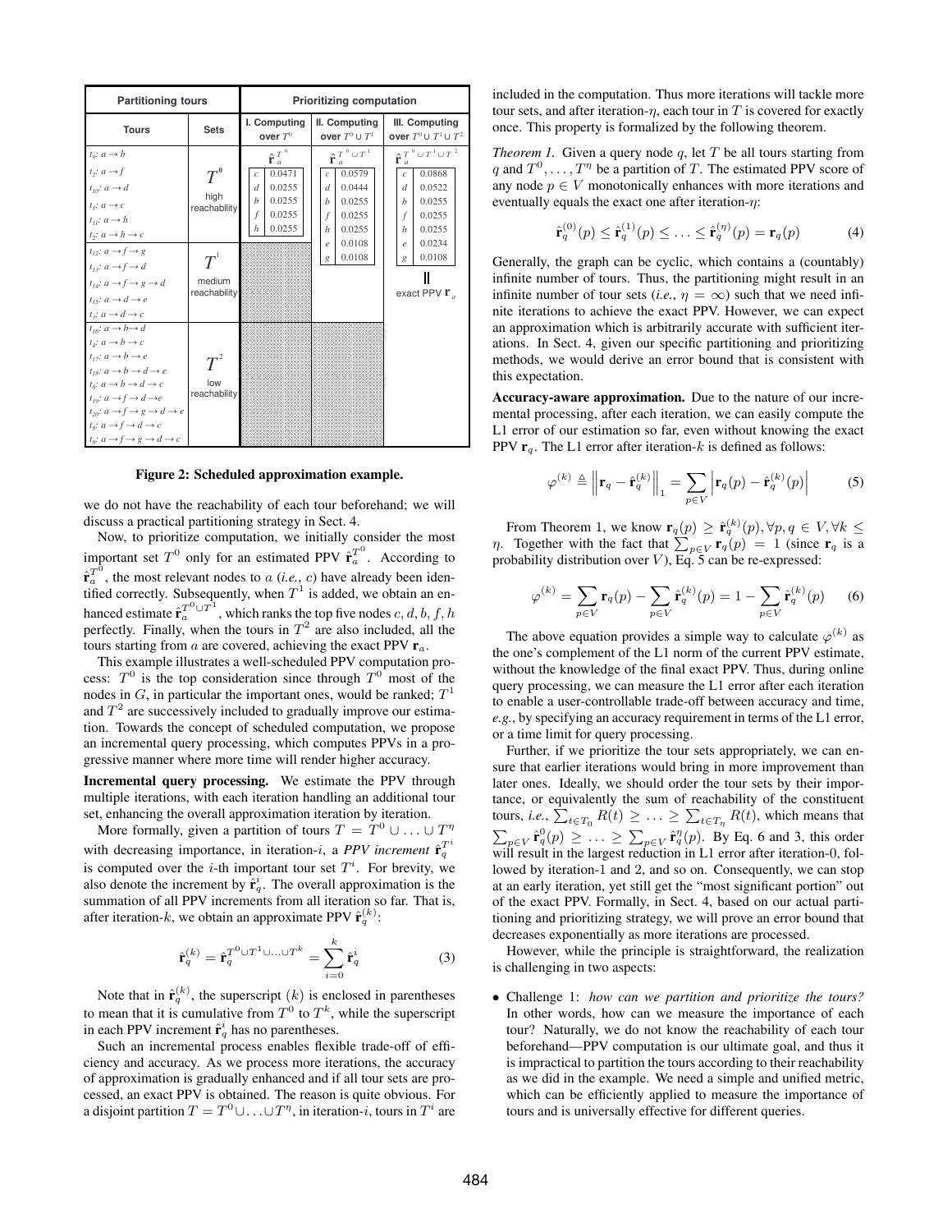| Partitioning tours | | Prioritizing computation | | |
|---|---|---|---|---|
| **Tours** | **Sets** | **I. Computing over $T^0$** | **II. Computing over $T^0 \cup T^1$** | **III. Computing over $T^0 \cup T^1 \cup T^2$** |
| $t_9$: $a \to b$; $t_2$: $a \to f$; $t_{10}$: $a \to d$; $t_1$: $a \to c$; $t_{11}$: $a \to h$; $t_7$: $a \to h \to c$ | $T^0$ high reachability | $\hat{\mathbf{r}}_a^{T^0}$: $c$ 0.0471; $d$ 0.0255; $b$ 0.0255; $f$ 0.0255; $h$ 0.0255 | $\hat{\mathbf{r}}_a^{T^0 \cup T^1}$: $c$ 0.0579; $d$ 0.0444; $b$ 0.0255; $f$ 0.0255; $h$ 0.0255; $e$ 0.0108; $g$ 0.0108 | $\hat{\mathbf{r}}_a^{T^0 \cup T^1 \cup T^2}$: $c$ 0.0868; $d$ 0.0522; $b$ 0.0255; $f$ 0.0255; $h$ 0.0255; $e$ 0.0234; $g$ 0.0108 = exact PPV $\mathbf{r}_a$ |
| $t_{12}$: $a \to f \to g$; $t_{13}$: $a \to f \to d$; $t_{14}$: $a \to f \to g \to d$; $t_{15}$: $a \to d \to e$; $t_3$: $a \to d \to c$ | $T^1$ medium reachability | | | |
| $t_{16}$: $a \to b \to d$; $t_4$: $a \to b \to c$; $t_{17}$: $a \to b \to e$; $t_{18}$: $a \to b \to d \to e$; $t_6$: $a \to b \to d \to c$; $t_{19}$: $a \to f \to d \to e$; $t_{20}$: $a \to f \to g \to d \to e$; $t_5$: $a \to f \to d \to c$; $t_8$: $a \to f \to g \to d \to c$ | $T^2$ low reachability | | | |

**Figure 2: Scheduled approximation example.**

we do not have the reachability of each tour beforehand; we will discuss a practical partitioning strategy in Sect. 4.

Now, to prioritize computation, we initially consider the most important set $T^0$ only for an estimated PPV $\hat{\mathbf{r}}_a^{T^0}$. According to $\hat{\mathbf{r}}_a^{T^0}$, the most relevant nodes to $a$ (*i.e.*, $c$) have already been identified correctly. Subsequently, when $T^1$ is added, we obtain an enhanced estimate $\hat{\mathbf{r}}_a^{T^0 \cup T^1}$, which ranks the top five nodes $c, d, b, f, h$ perfectly. Finally, when the tours in $T^2$ are also included, all the tours starting from $a$ are covered, achieving the exact PPV $\mathbf{r}_a$.

This example illustrates a well-scheduled PPV computation process: $T^0$ is the top consideration since through $T^0$ most of the nodes in $G$, in particular the important ones, would be ranked; $T^1$ and $T^2$ are successively included to gradually improve our estimation. Towards the concept of scheduled computation, we propose an incremental query processing, which computes PPVs in a progressive manner where more time will render higher accuracy.

**Incremental query processing.** We estimate the PPV through multiple iterations, with each iteration handling an additional tour set, enhancing the overall approximation iteration by iteration.

More formally, given a partition of tours $T = T^0 \cup \ldots \cup T^\eta$ with decreasing importance, in iteration-$i$, a *PPV increment* $\hat{\mathbf{r}}_q^{T^i}$ is computed over the $i$-th important tour set $T^i$. For brevity, we also denote the increment by $\hat{\mathbf{r}}_q^i$. The overall approximation is the summation of all PPV increments from all iteration so far. That is, after iteration-$k$, we obtain an approximate PPV $\hat{\mathbf{r}}_q^{(k)}$:

$$\hat{\mathbf{r}}_q^{(k)} = \hat{\mathbf{r}}_q^{T^0 \cup T^1 \cup \ldots \cup T^k} = \sum_{i=0}^{k} \hat{\mathbf{r}}_q^i \tag{3}$$

Note that in $\hat{\mathbf{r}}_q^{(k)}$, the superscript $(k)$ is enclosed in parentheses to mean that it is cumulative from $T^0$ to $T^k$, while the superscript in each PPV increment $\hat{\mathbf{r}}_q^i$ has no parentheses.

Such an incremental process enables flexible trade-off of efficiency and accuracy. As we process more iterations, the accuracy of approximation is gradually enhanced and if all tour sets are processed, an exact PPV is obtained. The reason is quite obvious. For a disjoint partition $T = T^0 \cup \ldots \cup T^\eta$, in iteration-$i$, tours in $T^i$ are included in the computation. Thus more iterations will tackle more tour sets, and after iteration-$\eta$, each tour in $T$ is covered for exactly once. This property is formalized by the following theorem.

*Theorem 1.* Given a query node $q$, let $T$ be all tours starting from $q$ and $T^0, \ldots, T^\eta$ be a partition of $T$. The estimated PPV score of any node $p \in V$ monotonically enhances with more iterations and eventually equals the exact one after iteration-$\eta$:

$$\hat{\mathbf{r}}_q^{(0)}(p) \le \hat{\mathbf{r}}_q^{(1)}(p) \le \ldots \le \hat{\mathbf{r}}_q^{(\eta)}(p) = \mathbf{r}_q(p) \tag{4}$$

Generally, the graph can be cyclic, which contains a (countably) infinite number of tours. Thus, the partitioning might result in an infinite number of tour sets (*i.e.*, $\eta = \infty$) such that we need infinite iterations to achieve the exact PPV. However, we can expect an approximation which is arbitrarily accurate with sufficient iterations. In Sect. 4, given our specific partitioning and prioritizing methods, we would derive an error bound that is consistent with this expectation.

**Accuracy-aware approximation.** Due to the nature of our incremental processing, after each iteration, we can easily compute the L1 error of our estimation so far, even without knowing the exact PPV $\mathbf{r}_q$. The L1 error after iteration-$k$ is defined as follows:

$$\varphi^{(k)} \triangleq \left\| \mathbf{r}_q - \hat{\mathbf{r}}_q^{(k)} \right\|_1 = \sum_{p \in V} \left| \mathbf{r}_q(p) - \hat{\mathbf{r}}_q^{(k)}(p) \right| \tag{5}$$

From Theorem 1, we know $\mathbf{r}_q(p) \ge \hat{\mathbf{r}}_q^{(k)}(p), \forall p, q \in V, \forall k \le \eta$. Together with the fact that $\sum_{p \in V} \mathbf{r}_q(p) = 1$ (since $\mathbf{r}_q$ is a probability distribution over $V$), Eq. 5 can be re-expressed:

$$\varphi^{(k)} = \sum_{p \in V} \mathbf{r}_q(p) - \sum_{p \in V} \hat{\mathbf{r}}_q^{(k)}(p) = 1 - \sum_{p \in V} \hat{\mathbf{r}}_q^{(k)}(p) \tag{6}$$

The above equation provides a simple way to calculate $\varphi^{(k)}$ as the one's complement of the L1 norm of the current PPV estimate, without the knowledge of the final exact PPV. Thus, during online query processing, we can measure the L1 error after each iteration to enable a user-controllable trade-off between accuracy and time, *e.g.*, by specifying an accuracy requirement in terms of the L1 error, or a time limit for query processing.

Further, if we prioritize the tour sets appropriately, we can ensure that earlier iterations would bring in more improvement than later ones. Ideally, we should order the tour sets by their importance, or equivalently the sum of reachability of the constituent tours, *i.e.*, $\sum_{t \in T_0} R(t) \ge \ldots \ge \sum_{t \in T_\eta} R(t)$, which means that $\sum_{p \in V} \hat{\mathbf{r}}_q^0(p) \ge \ldots \ge \sum_{p \in V} \hat{\mathbf{r}}_q^\eta(p)$. By Eq. 6 and 3, this order will result in the largest reduction in L1 error after iteration-0, followed by iteration-1 and 2, and so on. Consequently, we can stop at an early iteration, yet still get the "most significant portion" out of the exact PPV. Formally, in Sect. 4, based on our actual partitioning and prioritizing strategy, we will prove an error bound that decreases exponentially as more iterations are processed.

However, while the principle is straightforward, the realization is challenging in two aspects:

- Challenge 1: *how can we partition and prioritize the tours?* In other words, how can we measure the importance of each tour? Naturally, we do not know the reachability of each tour beforehand—PPV computation is our ultimate goal, and thus it is impractical to partition the tours according to their reachability as we did in the example. We need a simple and unified metric, which can be efficiently applied to measure the importance of tours and is universally effective for different queries.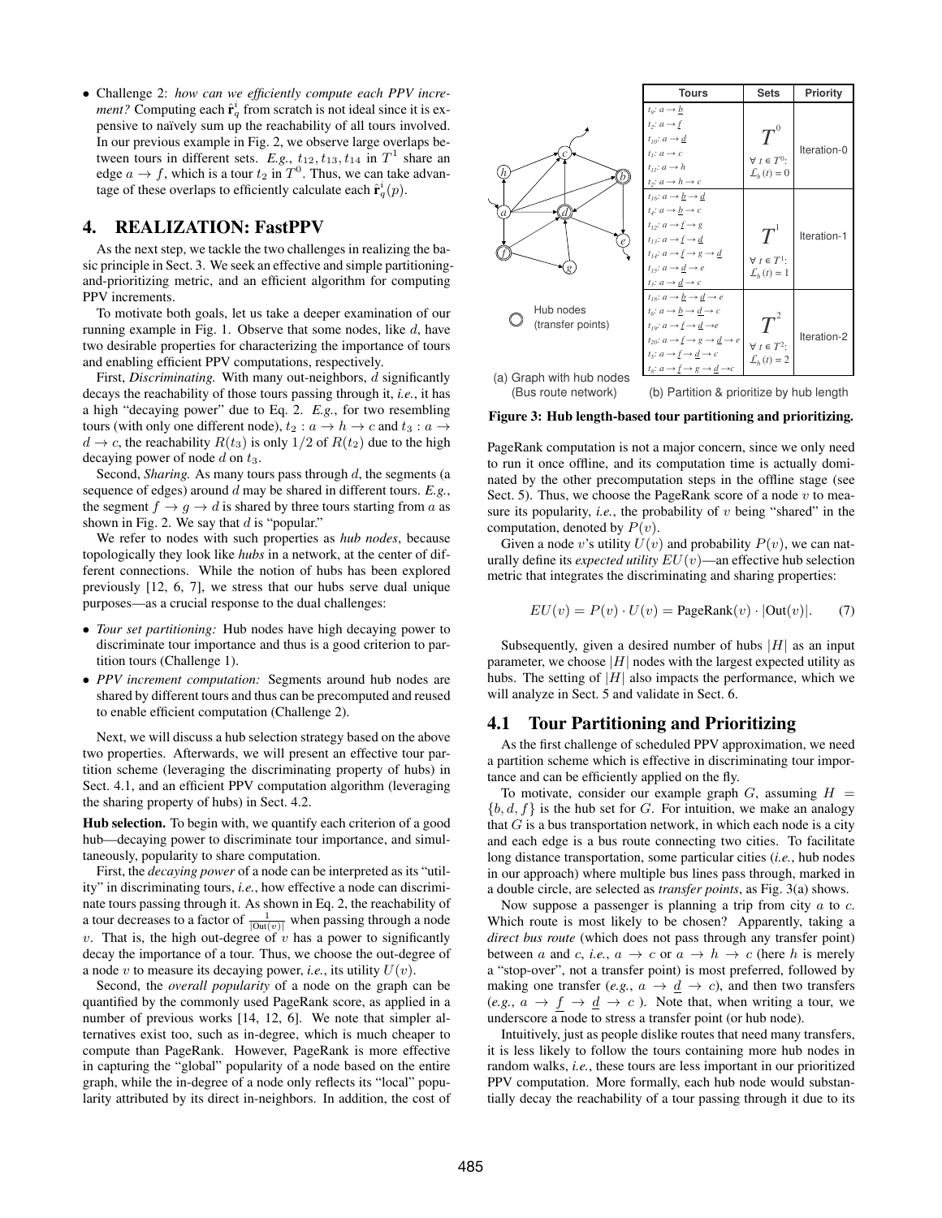- Challenge 2: *how can we efficiently compute each PPV increment?* Computing each $\hat{\mathbf{r}}_q^i$ from scratch is not ideal since it is expensive to naïvely sum up the reachability of all tours involved. In our previous example in Fig. 2, we observe large overlaps between tours in different sets. *E.g.*, $t_{12}, t_{13}, t_{14}$ in $T^1$ share an edge $a \to f$, which is a tour $t_2$ in $T^0$. Thus, we can take advantage of these overlaps to efficiently calculate each $\hat{\mathbf{r}}_q^i(p)$.

# 4. REALIZATION: FastPPV

As the next step, we tackle the two challenges in realizing the basic principle in Sect. 3. We seek an effective and simple partitioning-and-prioritizing metric, and an efficient algorithm for computing PPV increments.

To motivate both goals, let us take a deeper examination of our running example in Fig. 1. Observe that some nodes, like $d$, have two desirable properties for characterizing the importance of tours and enabling efficient PPV computations, respectively.

First, *Discriminating.* With many out-neighbors, $d$ significantly decays the reachability of those tours passing through it, *i.e.*, it has a high "decaying power" due to Eq. 2. *E.g.*, for two resembling tours (with only one different node), $t_2 : a \to h \to c$ and $t_3 : a \to d \to c$, the reachability $R(t_3)$ is only $1/2$ of $R(t_2)$ due to the high decaying power of node $d$ on $t_3$.

Second, *Sharing.* As many tours pass through $d$, the segments (a sequence of edges) around $d$ may be shared in different tours. *E.g.*, the segment $f \to g \to d$ is shared by three tours starting from $a$ as shown in Fig. 2. We say that $d$ is "popular."

We refer to nodes with such properties as *hub nodes*, because topologically they look like *hubs* in a network, at the center of different connections. While the notion of hubs has been explored previously [12, 6, 7], we stress that our hubs serve dual unique purposes—as a crucial response to the dual challenges:

- *Tour set partitioning:* Hub nodes have high decaying power to discriminate tour importance and thus is a good criterion to partition tours (Challenge 1).
- *PPV increment computation:* Segments around hub nodes are shared by different tours and thus can be precomputed and reused to enable efficient computation (Challenge 2).

Next, we will discuss a hub selection strategy based on the above two properties. Afterwards, we will present an effective tour partition scheme (leveraging the discriminating property of hubs) in Sect. 4.1, and an efficient PPV computation algorithm (leveraging the sharing property of hubs) in Sect. 4.2.

**Hub selection.** To begin with, we quantify each criterion of a good hub—decaying power to discriminate tour importance, and simultaneously, popularity to share computation.

First, the *decaying power* of a node can be interpreted as its "utility" in discriminating tours, *i.e.*, how effective a node can discriminate tours passing through it. As shown in Eq. 2, the reachability of a tour decreases to a factor of $\frac{1}{|\text{Out}(v)|}$ when passing through a node $v$. That is, the high out-degree of $v$ has a power to significantly decay the importance of a tour. Thus, we choose the out-degree of a node $v$ to measure its decaying power, *i.e.*, its utility $U(v)$.

Second, the *overall popularity* of a node on the graph can be quantified by the commonly used PageRank score, as applied in a number of previous works [14, 12, 6]. We note that simpler alternatives exist too, such as in-degree, which is much cheaper to compute than PageRank. However, PageRank is more effective in capturing the "global" popularity of a node based on the entire graph, while the in-degree of a node only reflects its "local" popularity attributed by its direct in-neighbors. In addition, the cost of

h
c
b
a
d
e
f
g
Hub nodes
(transfer points)

(a) Graph with hub nodes
(Bus route network)

| Tours | Sets | Priority |
|---|---|---|
| $t_9: a \to \underline{b}$<br>$t_2: a \to \underline{f}$<br>$t_{10}: a \to \underline{d}$<br>$t_1: a \to c$<br>$t_{11}: a \to h$<br>$t_2: a \to h \to c$ | $T^0$<br>$\forall\, t \in T^0$: $\mathcal{L}_h(t) = 0$ | Iteration-0 |
| $t_{16}: a \to \underline{b} \to \underline{d}$<br>$t_4: a \to \underline{b} \to c$<br>$t_{12}: a \to \underline{f} \to g$<br>$t_{13}: a \to \underline{f} \to \underline{d}$<br>$t_{14}: a \to \underline{f} \to g \to \underline{d}$<br>$t_{15}: a \to \underline{d} \to e$<br>$t_3: a \to \underline{d} \to c$ | $T^1$<br>$\forall\, t \in T^1$: $\mathcal{L}_h(t) = 1$ | Iteration-1 |
| $t_{18}: a \to \underline{b} \to \underline{d} \to e$<br>$t_6: a \to \underline{b} \to \underline{d} \to c$<br>$t_{19}: a \to \underline{f} \to \underline{d} \to e$<br>$t_{20}: a \to \underline{f} \to g \to \underline{d} \to e$<br>$t_5: a \to \underline{f} \to \underline{d} \to c$<br>$t_8: a \to \underline{f} \to g \to \underline{d} \to c$ | $T^2$<br>$\forall\, t \in T^2$: $\mathcal{L}_h(t) = 2$ | Iteration-2 |

(b) Partition & prioritize by hub length

**Figure 3: Hub length-based tour partitioning and prioritizing.**

PageRank computation is not a major concern, since we only need to run it once offline, and its computation time is actually dominated by the other precomputation steps in the offline stage (see Sect. 5). Thus, we choose the PageRank score of a node $v$ to measure its popularity, *i.e.*, the probability of $v$ being "shared" in the computation, denoted by $P(v)$.

Given a node $v$'s utility $U(v)$ and probability $P(v)$, we can naturally define its *expected utility* $EU(v)$—an effective hub selection metric that integrates the discriminating and sharing properties:

$$EU(v) = P(v) \cdot U(v) = \text{PageRank}(v) \cdot |\text{Out}(v)|. \tag{7}$$

Subsequently, given a desired number of hubs $|H|$ as an input parameter, we choose $|H|$ nodes with the largest expected utility as hubs. The setting of $|H|$ also impacts the performance, which we will analyze in Sect. 5 and validate in Sect. 6.

## 4.1 Tour Partitioning and Prioritizing

As the first challenge of scheduled PPV approximation, we need a partition scheme which is effective in discriminating tour importance and can be efficiently applied on the fly.

To motivate, consider our example graph $G$, assuming $H = \{b, d, f\}$ is the hub set for $G$. For intuition, we make an analogy that $G$ is a bus transportation network, in which each node is a city and each edge is a bus route connecting two cities. To facilitate long distance transportation, some particular cities (*i.e.*, hub nodes in our approach) where multiple bus lines pass through, marked in a double circle, are selected as *transfer points*, as Fig. 3(a) shows.

Now suppose a passenger is planning a trip from city $a$ to $c$. Which route is most likely to be chosen? Apparently, taking a *direct bus route* (which does not pass through any transfer point) between $a$ and $c$, *i.e.*, $a \to c$ or $a \to h \to c$ (here $h$ is merely a "stop-over", not a transfer point) is most preferred, followed by making one transfer (*e.g.*, $a \to \underline{d} \to c$), and then two transfers (*e.g.*, $a \to \underline{f} \to \underline{d} \to c$ ). Note that, when writing a tour, we underscore a node to stress a transfer point (or hub node).

Intuitively, just as people dislike routes that need many transfers, it is less likely to follow the tours containing more hub nodes in random walks, *i.e.*, these tours are less important in our prioritized PPV computation. More formally, each hub node would substantially decay the reachability of a tour passing through it due to its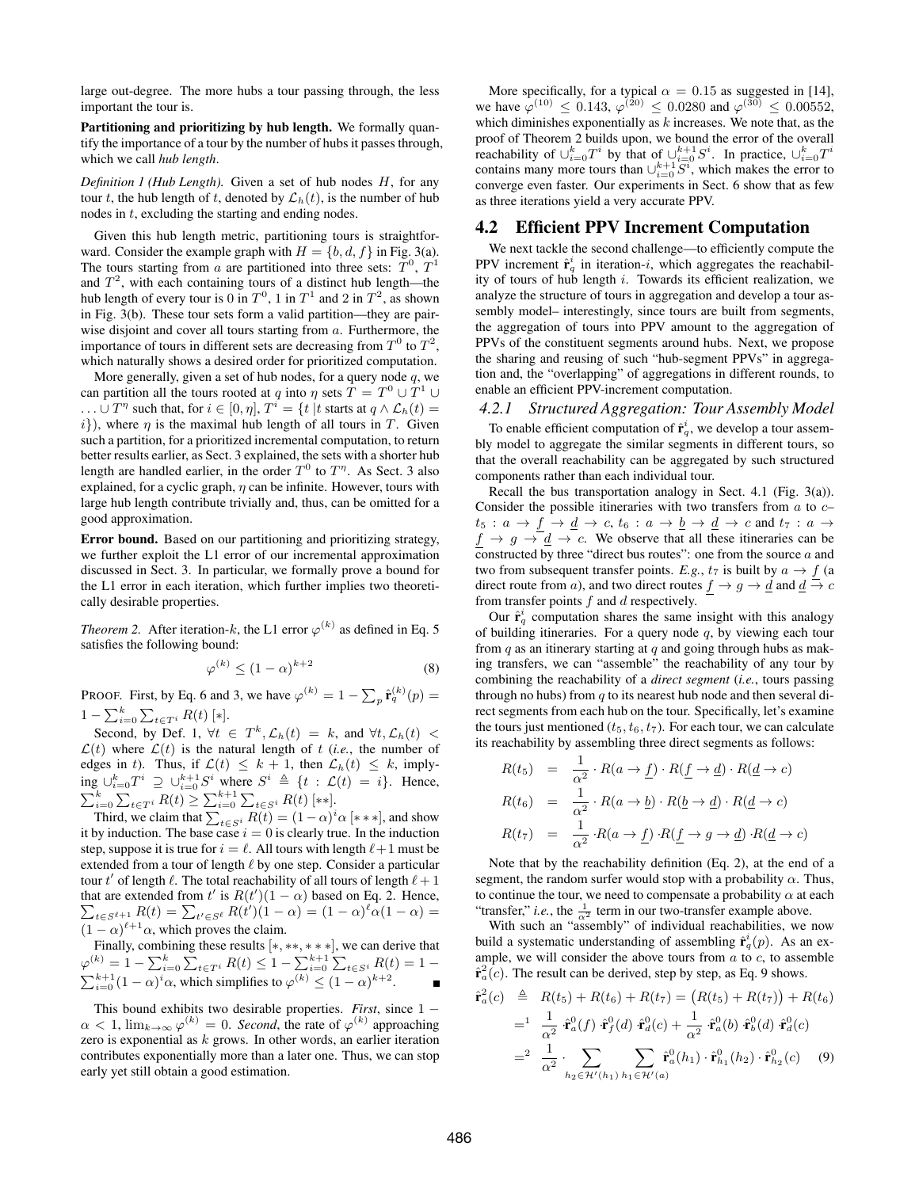large out-degree. The more hubs a tour passing through, the less important the tour is.

**Partitioning and prioritizing by hub length.** We formally quantify the importance of a tour by the number of hubs it passes through, which we call *hub length*.

*Definition 1 (Hub Length).* Given a set of hub nodes $H$, for any tour $t$, the hub length of $t$, denoted by $\mathcal{L}_h(t)$, is the number of hub nodes in $t$, excluding the starting and ending nodes.

Given this hub length metric, partitioning tours is straightforward. Consider the example graph with $H = \{b, d, f\}$ in Fig. 3(a). The tours starting from $a$ are partitioned into three sets: $T^0$, $T^1$ and $T^2$, with each containing tours of a distinct hub length—the hub length of every tour is 0 in $T^0$, 1 in $T^1$ and 2 in $T^2$, as shown in Fig. 3(b). These tour sets form a valid partition—they are pairwise disjoint and cover all tours starting from $a$. Furthermore, the importance of tours in different sets are decreasing from $T^0$ to $T^2$, which naturally shows a desired order for prioritized computation.

More generally, given a set of hub nodes, for a query node $q$, we can partition all the tours rooted at $q$ into $\eta$ sets $T = T^0 \cup T^1 \cup \ldots \cup T^\eta$ such that, for $i \in [0, \eta]$, $T^i = \{t \mid t \text{ starts at } q \wedge \mathcal{L}_h(t) = i\}$), where $\eta$ is the maximal hub length of all tours in $T$. Given such a partition, for a prioritized incremental computation, to return better results earlier, as Sect. 3 explained, the sets with a shorter hub length are handled earlier, in the order $T^0$ to $T^\eta$. As Sect. 3 also explained, for a cyclic graph, $\eta$ can be infinite. However, tours with large hub length contribute trivially and, thus, can be omitted for a good approximation.

**Error bound.** Based on our partitioning and prioritizing strategy, we further exploit the L1 error of our incremental approximation discussed in Sect. 3. In particular, we formally prove a bound for the L1 error in each iteration, which further implies two theoretically desirable properties.

*Theorem 2.* After iteration-$k$, the L1 error $\varphi^{(k)}$ as defined in Eq. 5 satisfies the following bound:

$$\varphi^{(k)} \leq (1 - \alpha)^{k+2} \tag{8}$$

PROOF. First, by Eq. 6 and 3, we have $\varphi^{(k)} = 1 - \sum_p \hat{\mathbf{r}}_q^{(k)}(p) = 1 - \sum_{i=0}^{k} \sum_{t \in T^i} R(t)$ $[*]$.

Second, by Def. 1, $\forall t \in T^k, \mathcal{L}_h(t) = k$, and $\forall t, \mathcal{L}_h(t) < \mathcal{L}(t)$ where $\mathcal{L}(t)$ is the natural length of $t$ (*i.e.*, the number of edges in $t$). Thus, if $\mathcal{L}(t) \leq k + 1$, then $\mathcal{L}_h(t) \leq k$, implying $\cup_{i=0}^{k} T^i \supseteq \cup_{i=0}^{k+1} S^i$ where $S^i \triangleq \{t : \mathcal{L}(t) = i\}$. Hence, $\sum_{i=0}^{k} \sum_{t \in T^i} R(t) \geq \sum_{i=0}^{k+1} \sum_{t \in S^i} R(t)$ $[**]$.

Third, we claim that $\sum_{t \in S^i} R(t) = (1 - \alpha)^i \alpha$ $[***]$, and show it by induction. The base case $i = 0$ is clearly true. In the induction step, suppose it is true for $i = \ell$. All tours with length $\ell + 1$ must be extended from a tour of length $\ell$ by one step. Consider a particular tour $t'$ of length $\ell$. The total reachability of all tours of length $\ell + 1$ that are extended from $t'$ is $R(t')(1 - \alpha)$ based on Eq. 2. Hence, $\sum_{t \in S^{\ell+1}} R(t) = \sum_{t' \in S^\ell} R(t')(1 - \alpha) = (1 - \alpha)^\ell \alpha(1 - \alpha) = (1 - \alpha)^{\ell+1} \alpha$, which proves the claim.

Finally, combining these results $[*, **, ***]$, we can derive that $\varphi^{(k)} = 1 - \sum_{i=0}^{k} \sum_{t \in T^i} R(t) \leq 1 - \sum_{i=0}^{k+1} \sum_{t \in S^i} R(t) = 1 - \sum_{i=0}^{k+1} (1 - \alpha)^i \alpha$, which simplifies to $\varphi^{(k)} \leq (1 - \alpha)^{k+2}$. ∎

This bound exhibits two desirable properties. *First*, since $1 - \alpha < 1$, $\lim_{k \to \infty} \varphi^{(k)} = 0$. *Second*, the rate of $\varphi^{(k)}$ approaching zero is exponential as $k$ grows. In other words, an earlier iteration contributes exponentially more than a later one. Thus, we can stop early yet still obtain a good estimation.

More specifically, for a typical $\alpha = 0.15$ as suggested in [14], we have $\varphi^{(10)} \leq 0.143$, $\varphi^{(20)} \leq 0.0280$ and $\varphi^{(30)} \leq 0.00552$, which diminishes exponentially as $k$ increases. We note that, as the proof of Theorem 2 builds upon, we bound the error of the overall reachability of $\cup_{i=0}^{k} T^i$ by that of $\cup_{i=0}^{k+1} S^i$. In practice, $\cup_{i=0}^{k} T^i$ contains many more tours than $\cup_{i=0}^{k+1} S^i$, which makes the error to converge even faster. Our experiments in Sect. 6 show that as few as three iterations yield a very accurate PPV.

## 4.2 Efficient PPV Increment Computation

We next tackle the second challenge—to efficiently compute the PPV increment $\hat{\mathbf{r}}_q^i$ in iteration-$i$, which aggregates the reachability of tours of hub length $i$. Towards its efficient realization, we analyze the structure of tours in aggregation and develop a tour assembly model– interestingly, since tours are built from segments, the aggregation of tours into PPV amount to the aggregation of PPVs of the constituent segments around hubs. Next, we propose the sharing and reusing of such "hub-segment PPVs" in aggregation and, the "overlapping" of aggregations in different rounds, to enable an efficient PPV-increment computation.

### 4.2.1 Structured Aggregation: Tour Assembly Model

To enable efficient computation of $\hat{\mathbf{r}}_q^i$, we develop a tour assembly model to aggregate the similar segments in different tours, so that the overall reachability can be aggregated by such structured components rather than each individual tour.

Recall the bus transportation analogy in Sect. 4.1 (Fig. 3(a)). Consider the possible itineraries with two transfers from $a$ to $c$– $t_5 : a \to \underline{f} \to \underline{d} \to c$, $t_6 : a \to \underline{b} \to \underline{d} \to c$ and $t_7 : a \to \underline{f} \to g \to \underline{d} \to c$. We observe that all these itineraries can be constructed by three "direct bus routes": one from the source $a$ and two from subsequent transfer points. *E.g.*, $t_7$ is built by $a \to \underline{f}$ (a direct route from $a$), and two direct routes $\underline{f} \to g \to \underline{d}$ and $\underline{d} \to c$ from transfer points $f$ and $d$ respectively.

Our $\hat{\mathbf{r}}_q^i$ computation shares the same insight with this analogy of building itineraries. For a query node $q$, by viewing each tour from $q$ as an itinerary starting at $q$ and going through hubs as making transfers, we can "assemble" the reachability of any tour by combining the reachability of a *direct segment* (*i.e.*, tours passing through no hubs) from $q$ to its nearest hub node and then several direct segments from each hub on the tour. Specifically, let's examine the tours just mentioned ($t_5, t_6, t_7$). For each tour, we can calculate its reachability by assembling three direct segments as follows:

$$\begin{aligned}
R(t_5) &= \frac{1}{\alpha^2} \cdot R(a \to \underline{f}) \cdot R(\underline{f} \to \underline{d}) \cdot R(\underline{d} \to c) \\
R(t_6) &= \frac{1}{\alpha^2} \cdot R(a \to \underline{b}) \cdot R(\underline{b} \to \underline{d}) \cdot R(\underline{d} \to c) \\
R(t_7) &= \frac{1}{\alpha^2} \cdot R(a \to \underline{f}) \cdot R(\underline{f} \to g \to \underline{d}) \cdot R(\underline{d} \to c)
\end{aligned}$$

Note that by the reachability definition (Eq. 2), at the end of a segment, the random surfer would stop with a probability $\alpha$. Thus, to continue the tour, we need to compensate a probability $\alpha$ at each "transfer," *i.e.*, the $\frac{1}{\alpha^2}$ term in our two-transfer example above.

With such an "assembly" of individual reachabilities, we now build a systematic understanding of assembling $\hat{\mathbf{r}}_q^i(p)$. As an example, we will consider the above tours from $a$ to $c$, to assemble $\hat{\mathbf{r}}_a^2(c)$. The result can be derived, step by step, as Eq. 9 shows.

$$\begin{aligned}
\hat{\mathbf{r}}_a^2(c) &\triangleq R(t_5) + R(t_6) + R(t_7) = \big(R(t_5) + R(t_7)\big) + R(t_6) \\
&=^1 \frac{1}{\alpha^2} \cdot \hat{\mathbf{r}}_a^0(f) \cdot \hat{\mathbf{r}}_f^0(d) \cdot \hat{\mathbf{r}}_d^0(c) + \frac{1}{\alpha^2} \cdot \hat{\mathbf{r}}_a^0(b) \cdot \hat{\mathbf{r}}_b^0(d) \cdot \hat{\mathbf{r}}_d^0(c) \\
&=^2 \frac{1}{\alpha^2} \cdot \sum_{h_2 \in \mathcal{H}'(h_1)} \sum_{h_1 \in \mathcal{H}'(a)} \hat{\mathbf{r}}_a^0(h_1) \cdot \hat{\mathbf{r}}_{h_1}^0(h_2) \cdot \hat{\mathbf{r}}_{h_2}^0(c)
\end{aligned} \tag{9}$$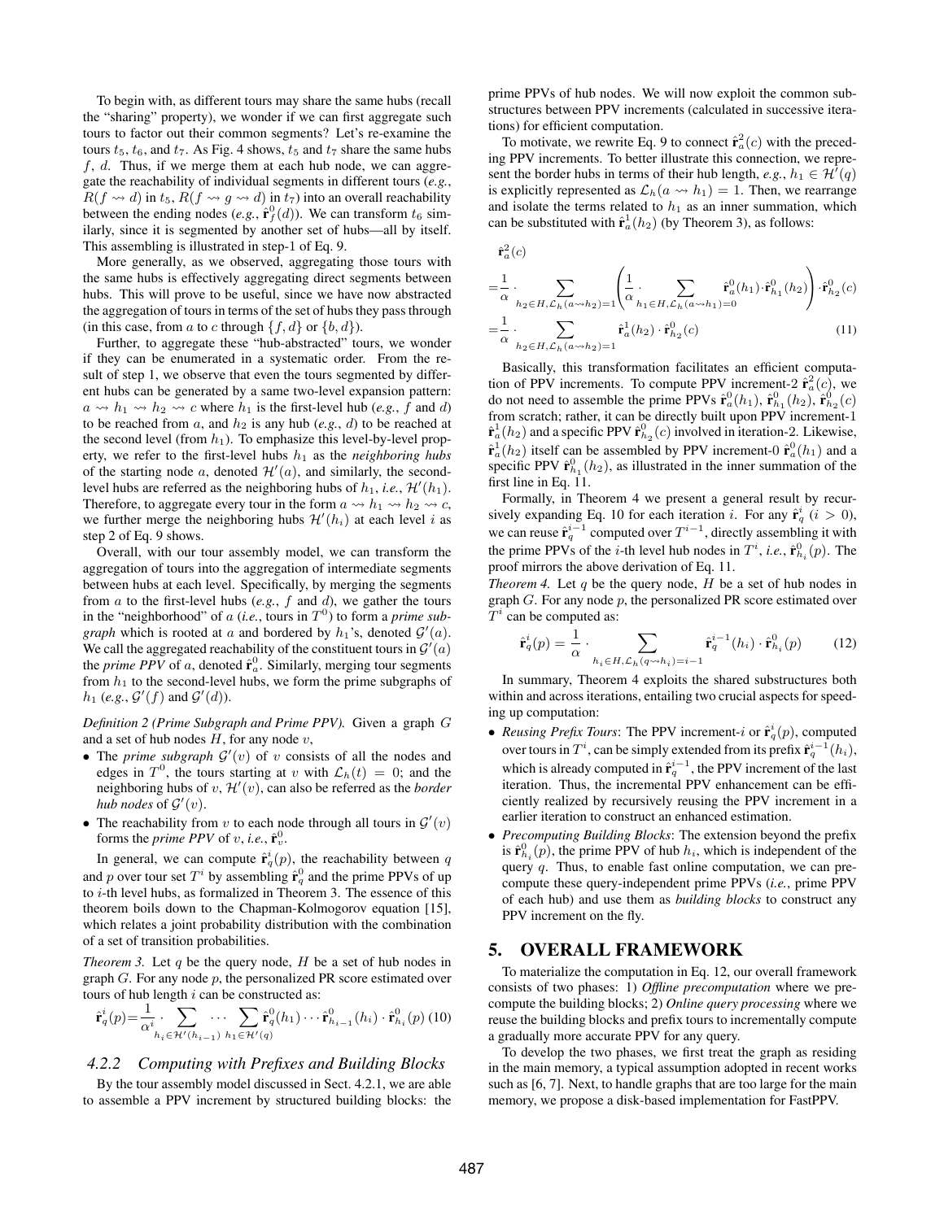To begin with, as different tours may share the same hubs (recall the "sharing" property), we wonder if we can first aggregate such tours to factor out their common segments? Let's re-examine the tours $t_5$, $t_6$, and $t_7$. As Fig. 4 shows, $t_5$ and $t_7$ share the same hubs $f$, $d$. Thus, if we merge them at each hub node, we can aggregate the reachability of individual segments in different tours (*e.g.*, $R(f \rightsquigarrow d)$ in $t_5$, $R(f \rightsquigarrow g \rightsquigarrow d)$ in $t_7$) into an overall reachability between the ending nodes (*e.g.*, $\hat{\mathbf{r}}_f^0(d)$). We can transform $t_6$ similarly, since it is segmented by another set of hubs—all by itself. This assembling is illustrated in step-1 of Eq. 9.

More generally, as we observed, aggregating those tours with the same hubs is effectively aggregating direct segments between hubs. This will prove to be useful, since we have now abstracted the aggregation of tours in terms of the set of hubs they pass through (in this case, from $a$ to $c$ through $\{f, d\}$ or $\{b, d\}$).

Further, to aggregate these "hub-abstracted" tours, we wonder if they can be enumerated in a systematic order. From the result of step 1, we observe that even the tours segmented by different hubs can be generated by a same two-level expansion pattern: $a \rightsquigarrow h_1 \rightsquigarrow h_2 \rightsquigarrow c$ where $h_1$ is the first-level hub (*e.g.*, $f$ and $d$) to be reached from $a$, and $h_2$ is any hub (*e.g.*, $d$) to be reached at the second level (from $h_1$). To emphasize this level-by-level property, we refer to the first-level hubs $h_1$ as the *neighboring hubs* of the starting node $a$, denoted $\mathcal{H}'(a)$, and similarly, the second-level hubs are referred as the neighboring hubs of $h_1$, *i.e.*, $\mathcal{H}'(h_1)$. Therefore, to aggregate every tour in the form $a \rightsquigarrow h_1 \rightsquigarrow h_2 \rightsquigarrow c$, we further merge the neighboring hubs $\mathcal{H}'(h_i)$ at each level $i$ as step 2 of Eq. 9 shows.

Overall, with our tour assembly model, we can transform the aggregation of tours into the aggregation of intermediate segments between hubs at each level. Specifically, by merging the segments from $a$ to the first-level hubs (*e.g.*, $f$ and $d$), we gather the tours in the "neighborhood" of $a$ (*i.e.*, tours in $T^0$) to form a *prime subgraph* which is rooted at $a$ and bordered by $h_1$'s, denoted $\mathcal{G}'(a)$. We call the aggregated reachability of the constituent tours in $\mathcal{G}'(a)$ the *prime PPV* of $a$, denoted $\hat{\mathbf{r}}_a^0$. Similarly, merging tour segments from $h_1$ to the second-level hubs, we form the prime subgraphs of $h_1$ (*e.g.*, $\mathcal{G}'(f)$ and $\mathcal{G}'(d)$).

*Definition 2 (Prime Subgraph and Prime PPV).* Given a graph $G$ and a set of hub nodes $H$, for any node $v$,

- The *prime subgraph* $\mathcal{G}'(v)$ of $v$ consists of all the nodes and edges in $T^0$, the tours starting at $v$ with $\mathcal{L}_h(t) = 0$; and the neighboring hubs of $v$, $\mathcal{H}'(v)$, can also be referred as the *border hub nodes* of $\mathcal{G}'(v)$.
- The reachability from $v$ to each node through all tours in $\mathcal{G}'(v)$ forms the *prime PPV* of $v$, *i.e.*, $\hat{\mathbf{r}}_v^0$.

In general, we can compute $\hat{\mathbf{r}}_q^i(p)$, the reachability between $q$ and $p$ over tour set $T^i$ by assembling $\hat{\mathbf{r}}_q^0$ and the prime PPVs of up to $i$-th level hubs, as formalized in Theorem 3. The essence of this theorem boils down to the Chapman-Kolmogorov equation [15], which relates a joint probability distribution with the combination of a set of transition probabilities.

*Theorem 3.* Let $q$ be the query node, $H$ be a set of hub nodes in graph $G$. For any node $p$, the personalized PR score estimated over tours of hub length $i$ can be constructed as:

$$\hat{\mathbf{r}}_q^i(p) = \frac{1}{\alpha^i} \cdot \sum_{h_i \in \mathcal{H}'(h_{i-1})} \cdots \sum_{h_1 \in \mathcal{H}'(q)} \hat{\mathbf{r}}_q^0(h_1) \cdots \hat{\mathbf{r}}_{h_{i-1}}^0(h_i) \cdot \hat{\mathbf{r}}_{h_i}^0(p) \quad (10)$$

### 4.2.2 Computing with Prefixes and Building Blocks

By the tour assembly model discussed in Sect. 4.2.1, we are able to assemble a PPV increment by structured building blocks: the prime PPVs of hub nodes. We will now exploit the common substructures between PPV increments (calculated in successive iterations) for efficient computation.

To motivate, we rewrite Eq. 9 to connect $\hat{\mathbf{r}}_a^2(c)$ with the preceding PPV increments. To better illustrate this connection, we represent the border hubs in terms of their hub length, *e.g.*, $h_1 \in \mathcal{H}'(q)$ is explicitly represented as $\mathcal{L}_h(a \rightsquigarrow h_1) = 1$. Then, we rearrange and isolate the terms related to $h_1$ as an inner summation, which can be substituted with $\hat{\mathbf{r}}_a^1(h_2)$ (by Theorem 3), as follows:

$$
\begin{aligned}
&\hat{\mathbf{r}}_a^2(c) \\
&= \frac{1}{\alpha} \cdot \sum_{h_2 \in H, \mathcal{L}_h(a \rightsquigarrow h_2)=1} \left( \frac{1}{\alpha} \cdot \sum_{h_1 \in H, \mathcal{L}_h(a \rightsquigarrow h_1)=0} \hat{\mathbf{r}}_a^0(h_1) \cdot \hat{\mathbf{r}}_{h_1}^0(h_2) \right) \cdot \hat{\mathbf{r}}_{h_2}^0(c) \\
&= \frac{1}{\alpha} \cdot \sum_{h_2 \in H, \mathcal{L}_h(a \rightsquigarrow h_2)=1} \hat{\mathbf{r}}_a^1(h_2) \cdot \hat{\mathbf{r}}_{h_2}^0(c) \quad (11)
\end{aligned}
$$

Basically, this transformation facilitates an efficient computation of PPV increments. To compute PPV increment-2 $\hat{\mathbf{r}}_a^2(c)$, we do not need to assemble the prime PPVs $\hat{\mathbf{r}}_a^0(h_1)$, $\hat{\mathbf{r}}_{h_1}^0(h_2)$, $\hat{\mathbf{r}}_{h_2}^0(c)$ from scratch; rather, it can be directly built upon PPV increment-1 $\hat{\mathbf{r}}_a^1(h_2)$ and a specific PPV $\hat{\mathbf{r}}_{h_2}^0(c)$ involved in iteration-2. Likewise, $\hat{\mathbf{r}}_a^1(h_2)$ itself can be assembled by PPV increment-0 $\hat{\mathbf{r}}_a^0(h_1)$ and a specific PPV $\hat{\mathbf{r}}_{h_1}^0(h_2)$, as illustrated in the inner summation of the first line in Eq. 11.

Formally, in Theorem 4 we present a general result by recursively expanding Eq. 10 for each iteration $i$. For any $\hat{\mathbf{r}}_q^i$ ($i > 0$), we can reuse $\hat{\mathbf{r}}_q^{i-1}$ computed over $T^{i-1}$, directly assembling it with the prime PPVs of the $i$-th level hub nodes in $T^i$, *i.e.*, $\hat{\mathbf{r}}_{h_i}^0(p)$. The proof mirrors the above derivation of Eq. 11.

*Theorem 4.* Let $q$ be the query node, $H$ be a set of hub nodes in graph $G$. For any node $p$, the personalized PR score estimated over $T^i$ can be computed as:

$$\hat{\mathbf{r}}_q^i(p) = \frac{1}{\alpha} \cdot \sum_{h_i \in H, \mathcal{L}_h(q \rightsquigarrow h_i)=i-1} \hat{\mathbf{r}}_q^{i-1}(h_i) \cdot \hat{\mathbf{r}}_{h_i}^0(p) \quad (12)$$

In summary, Theorem 4 exploits the shared substructures both within and across iterations, entailing two crucial aspects for speeding up computation:

- *Reusing Prefix Tours*: The PPV increment-$i$ or $\hat{\mathbf{r}}_q^i(p)$, computed over tours in $T^i$, can be simply extended from its prefix $\hat{\mathbf{r}}_q^{i-1}(h_i)$, which is already computed in $\hat{\mathbf{r}}_q^{i-1}$, the PPV increment of the last iteration. Thus, the incremental PPV enhancement can be efficiently realized by recursively reusing the PPV increment in a earlier iteration to construct an enhanced estimation.
- *Precomputing Building Blocks*: The extension beyond the prefix is $\hat{\mathbf{r}}_{h_i}^0(p)$, the prime PPV of hub $h_i$, which is independent of the query $q$. Thus, to enable fast online computation, we can precompute these query-independent prime PPVs (*i.e.*, prime PPV of each hub) and use them as *building blocks* to construct any PPV increment on the fly.

## 5. OVERALL FRAMEWORK

To materialize the computation in Eq. 12, our overall framework consists of two phases: 1) *Offline precomputation* where we precompute the building blocks; 2) *Online query processing* where we reuse the building blocks and prefix tours to incrementally compute a gradually more accurate PPV for any query.

To develop the two phases, we first treat the graph as residing in the main memory, a typical assumption adopted in recent works such as [6, 7]. Next, to handle graphs that are too large for the main memory, we propose a disk-based implementation for FastPPV.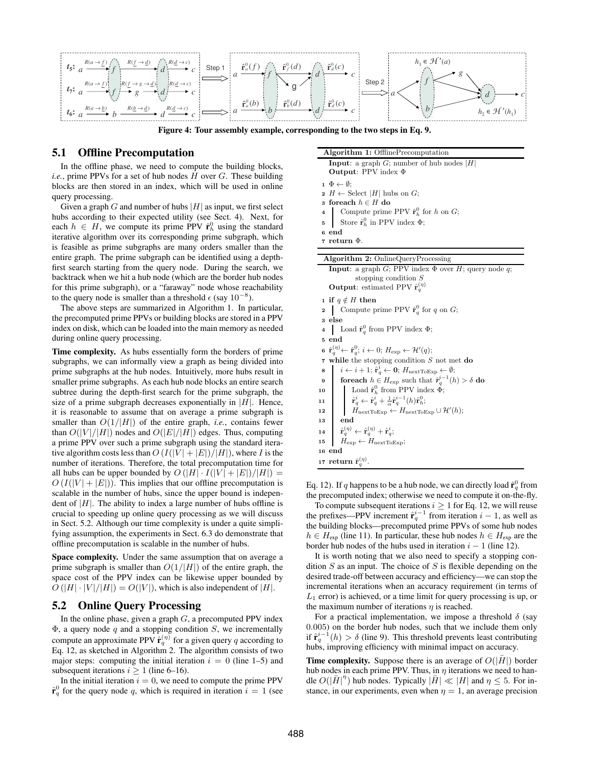Figure 4: Tour assembly example, corresponding to the two steps in Eq. 9.

## 5.1 Offline Precomputation

In the offline phase, we need to compute the building blocks, *i.e.*, prime PPVs for a set of hub nodes $H$ over $G$. These building blocks are then stored in an index, which will be used in online query processing.

Given a graph $G$ and number of hubs $|H|$ as input, we first select hubs according to their expected utility (see Sect. 4). Next, for each $h \in H$, we compute its prime PPV $\hat{\mathbf{r}}_h^0$ using the standard iterative algorithm over its corresponding prime subgraph, which is feasible as prime subgraphs are many orders smaller than the entire graph. The prime subgraph can be identified using a depth-first search starting from the query node. During the search, we backtrack when we hit a hub node (which are the border hub nodes for this prime subgraph), or a "faraway" node whose reachability to the query node is smaller than a threshold $\epsilon$ (say $10^{-8}$).

The above steps are summarized in Algorithm 1. In particular, the precomputed prime PPVs or building blocks are stored in a PPV index on disk, which can be loaded into the main memory as needed during online query processing.

**Time complexity.** As hubs essentially form the borders of prime subgraphs, we can informally view a graph as being divided into prime subgraphs at the hub nodes. Intuitively, more hubs result in smaller prime subgraphs. As each hub node blocks an entire search subtree during the depth-first search for the prime subgraph, the size of a prime subgraph decreases exponentially in $|H|$. Hence, it is reasonable to assume that on average a prime subgraph is smaller than $O(1/|H|)$ of the entire graph, *i.e.*, contains fewer than $O(|V|/|H|)$ nodes and $O(|E|/|H|)$ edges. Thus, computing a prime PPV over such a prime subgraph using the standard iterative algorithm costs less than $O\left(I(|V|+|E|)/|H|\right)$, where $I$ is the number of iterations. Therefore, the total precomputation time for all hubs can be upper bounded by $O\left(|H| \cdot I(|V|+|E|)/|H|\right) = O\left(I(|V|+|E|)\right)$. This implies that our offline precomputation is scalable in the number of hubs, since the upper bound is independent of $|H|$. The ability to index a large number of hubs offline is crucial to speeding up online query processing as we will discuss in Sect. 5.2. Although our time complexity is under a quite simplifying assumption, the experiments in Sect. 6.3 do demonstrate that offline precomputation is scalable in the number of hubs.

**Space complexity.** Under the same assumption that on average a prime subgraph is smaller than $O(1/|H|)$ of the entire graph, the space cost of the PPV index can be likewise upper bounded by $O\left(|H| \cdot |V|/|H|\right) = O(|V|)$, which is also independent of $|H|$.

## 5.2 Online Query Processing

In the online phase, given a graph $G$, a precomputed PPV index $\Phi$, a query node $q$ and a stopping condition $S$, we incrementally compute an approximate PPV $\hat{\mathbf{r}}_q^{(\eta)}$ for a given query $q$ according to Eq. 12, as sketched in Algorithm 2. The algorithm consists of two major steps: computing the initial iteration $i = 0$ (line 1–5) and subsequent iterations $i \geq 1$ (line 6–16).

In the initial iteration $i = 0$, we need to compute the prime PPV $\hat{\mathbf{r}}_q^0$ for the query node $q$, which is required in iteration $i = 1$ (see Eq. 12). If $q$ happens to be a hub node, we can directly load $\hat{\mathbf{r}}_q^0$ from the precomputed index; otherwise we need to compute it on-the-fly.

```
Algorithm 1: OfflinePrecomputation
  Input: a graph G; number of hub nodes |H|
  Output: PPV index Φ
1 Φ ← ∅;
2 H ← Select |H| hubs on G;
3 foreach h ∈ H do
4     Compute prime PPV r̂_h^0 for h on G;
5     Store r̂_h^0 in PPV index Φ;
6 end
7 return Φ.
```

```
Algorithm 2: OnlineQueryProcessing
  Input: a graph G; PPV index Φ over H; query node q;
         stopping condition S
  Output: estimated PPV r̂_q^(η)
1  if q ∉ H then
2      Compute prime PPV r̂_q^0 for q on G;
3  else
4      Load r̂_q^0 from PPV index Φ;
5  end
6  r̂_q^(η) ← r̂_q^0; i ← 0; H_exp ← H'(q);
7  while the stopping condition S not met do
8      i ← i + 1; r̂_q^i ← 0; H_nextToExp ← ∅;
9      foreach h ∈ H_exp such that r̂_q^{i-1}(h) > δ do
10         Load r̂_h^0 from PPV index Φ;
11         r̂_q^i ← r̂_q^i + (1/α) r̂_q^{i-1}(h) r̂_h^0;
12         H_nextToExp ← H_nextToExp ∪ H'(h);
13     end
14     r̂_q^(η) ← r̂_q^(η) + r̂_q^i;
15     H_exp ← H_nextToExp;
16 end
17 return r̂_q^(η).
```

To compute subsequent iterations $i \geq 1$ for Eq. 12, we will reuse the prefixes—PPV increment $\hat{\mathbf{r}}_q^{i-1}$ from iteration $i-1$, as well as the building blocks—precomputed prime PPVs of some hub nodes $h \in H_{\text{exp}}$ (line 11). In particular, these hub nodes $h \in H_{\text{exp}}$ are the border hub nodes of the hubs used in iteration $i-1$ (line 12).

It is worth noting that we also need to specify a stopping condition $S$ as an input. The choice of $S$ is flexible depending on the desired trade-off between accuracy and efficiency—we can stop the incremental iterations when an accuracy requirement (in terms of $L_1$ error) is achieved, or a time limit for query processing is up, or the maximum number of iterations $\eta$ is reached.

For a practical implementation, we impose a threshold $\delta$ (say 0.005) on the border hub nodes, such that we include them only if $\hat{\mathbf{r}}_q^{i-1}(h) > \delta$ (line 9). This threshold prevents least contributing hubs, improving efficiency with minimal impact on accuracy.

**Time complexity.** Suppose there is an average of $O(|\bar{H}|)$ border hub nodes in each prime PPV. Thus, in $\eta$ iterations we need to handle $O(|\bar{H}|^{\eta})$ hub nodes. Typically $|\bar{H}| \ll |H|$ and $\eta \leq 5$. For instance, in our experiments, even when $\eta = 1$, an average precision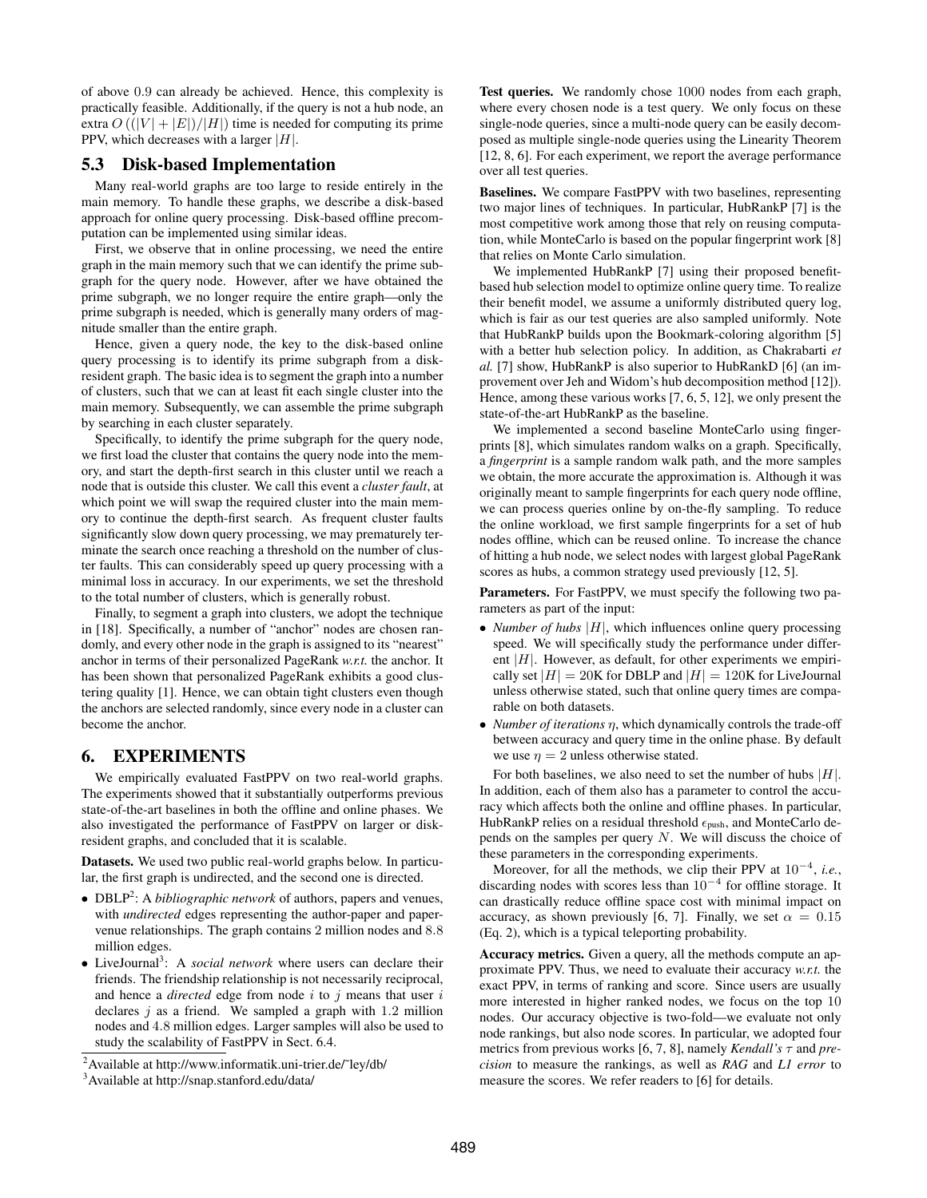of above 0.9 can already be achieved. Hence, this complexity is practically feasible. Additionally, if the query is not a hub node, an extra $O((|V| + |E|)/|H|)$ time is needed for computing its prime PPV, which decreases with a larger $|H|$.

### 5.3 Disk-based Implementation

Many real-world graphs are too large to reside entirely in the main memory. To handle these graphs, we describe a disk-based approach for online query processing. Disk-based offline precomputation can be implemented using similar ideas.

First, we observe that in online processing, we need the entire graph in the main memory such that we can identify the prime subgraph for the query node. However, after we have obtained the prime subgraph, we no longer require the entire graph—only the prime subgraph is needed, which is generally many orders of magnitude smaller than the entire graph.

Hence, given a query node, the key to the disk-based online query processing is to identify its prime subgraph from a disk-resident graph. The basic idea is to segment the graph into a number of clusters, such that we can at least fit each single cluster into the main memory. Subsequently, we can assemble the prime subgraph by searching in each cluster separately.

Specifically, to identify the prime subgraph for the query node, we first load the cluster that contains the query node into the memory, and start the depth-first search in this cluster until we reach a node that is outside this cluster. We call this event a *cluster fault*, at which point we will swap the required cluster into the main memory to continue the depth-first search. As frequent cluster faults significantly slow down query processing, we may prematurely terminate the search once reaching a threshold on the number of cluster faults. This can considerably speed up query processing with a minimal loss in accuracy. In our experiments, we set the threshold to the total number of clusters, which is generally robust.

Finally, to segment a graph into clusters, we adopt the technique in [18]. Specifically, a number of "anchor" nodes are chosen randomly, and every other node in the graph is assigned to its "nearest" anchor in terms of their personalized PageRank *w.r.t.* the anchor. It has been shown that personalized PageRank exhibits a good clustering quality [1]. Hence, we can obtain tight clusters even though the anchors are selected randomly, since every node in a cluster can become the anchor.

## 6. EXPERIMENTS

We empirically evaluated FastPPV on two real-world graphs. The experiments showed that it substantially outperforms previous state-of-the-art baselines in both the offline and online phases. We also investigated the performance of FastPPV on larger or disk-resident graphs, and concluded that it is scalable.

**Datasets.** We used two public real-world graphs below. In particular, the first graph is undirected, and the second one is directed.

- DBLP[2]: A *bibliographic network* of authors, papers and venues, with *undirected* edges representing the author-paper and paper-venue relationships. The graph contains 2 million nodes and 8.8 million edges.
- LiveJournal[3]: A *social network* where users can declare their friends. The friendship relationship is not necessarily reciprocal, and hence a *directed* edge from node $i$ to $j$ means that user $i$ declares $j$ as a friend. We sampled a graph with 1.2 million nodes and 4.8 million edges. Larger samples will also be used to study the scalability of FastPPV in Sect. 6.4.

**Test queries.** We randomly chose 1000 nodes from each graph, where every chosen node is a test query. We only focus on these single-node queries, since a multi-node query can be easily decomposed as multiple single-node queries using the Linearity Theorem [12, 8, 6]. For each experiment, we report the average performance over all test queries.

**Baselines.** We compare FastPPV with two baselines, representing two major lines of techniques. In particular, HubRankP [7] is the most competitive work among those that rely on reusing computation, while MonteCarlo is based on the popular fingerprint work [8] that relies on Monte Carlo simulation.

We implemented HubRankP [7] using their proposed benefit-based hub selection model to optimize online query time. To realize their benefit model, we assume a uniformly distributed query log, which is fair as our test queries are also sampled uniformly. Note that HubRankP builds upon the Bookmark-coloring algorithm [5] with a better hub selection policy. In addition, as Chakrabarti *et al.* [7] show, HubRankP is also superior to HubRankD [6] (an improvement over Jeh and Widom's hub decomposition method [12]). Hence, among these various works [7, 6, 5, 12], we only present the state-of-the-art HubRankP as the baseline.

We implemented a second baseline MonteCarlo using fingerprints [8], which simulates random walks on a graph. Specifically, a *fingerprint* is a sample random walk path, and the more samples we obtain, the more accurate the approximation is. Although it was originally meant to sample fingerprints for each query node offline, we can process queries online by on-the-fly sampling. To reduce the online workload, we first sample fingerprints for a set of hub nodes offline, which can be reused online. To increase the chance of hitting a hub node, we select nodes with largest global PageRank scores as hubs, a common strategy used previously [12, 5].

**Parameters.** For FastPPV, we must specify the following two parameters as part of the input:

- *Number of hubs* $|H|$, which influences online query processing speed. We will specifically study the performance under different $|H|$. However, as default, for other experiments we empirically set $|H| = 20\text{K}$ for DBLP and $|H| = 120\text{K}$ for LiveJournal unless otherwise stated, such that online query times are comparable on both datasets.
- *Number of iterations* $\eta$, which dynamically controls the trade-off between accuracy and query time in the online phase. By default we use $\eta = 2$ unless otherwise stated.

For both baselines, we also need to set the number of hubs $|H|$. In addition, each of them also has a parameter to control the accuracy which affects both the online and offline phases. In particular, HubRankP relies on a residual threshold $\epsilon_{\text{push}}$, and MonteCarlo depends on the samples per query $N$. We will discuss the choice of these parameters in the corresponding experiments.

Moreover, for all the methods, we clip their PPV at $10^{-4}$, *i.e.*, discarding nodes with scores less than $10^{-4}$ for offline storage. It can drastically reduce offline space cost with minimal impact on accuracy, as shown previously [6, 7]. Finally, we set $\alpha = 0.15$ (Eq. 2), which is a typical teleporting probability.

**Accuracy metrics.** Given a query, all the methods compute an approximate PPV. Thus, we need to evaluate their accuracy *w.r.t.* the exact PPV, in terms of ranking and score. Since users are usually more interested in higher ranked nodes, we focus on the top 10 nodes. Our accuracy objective is two-fold—we evaluate not only node rankings, but also node scores. In particular, we adopted four metrics from previous works [6, 7, 8], namely *Kendall's* $\tau$ and *precision* to measure the rankings, as well as *RAG* and *L1 error* to measure the scores. We refer readers to [6] for details.

[2] Available at http://www.informatik.uni-trier.de/~ley/db/

[3] Available at http://snap.stanford.edu/data/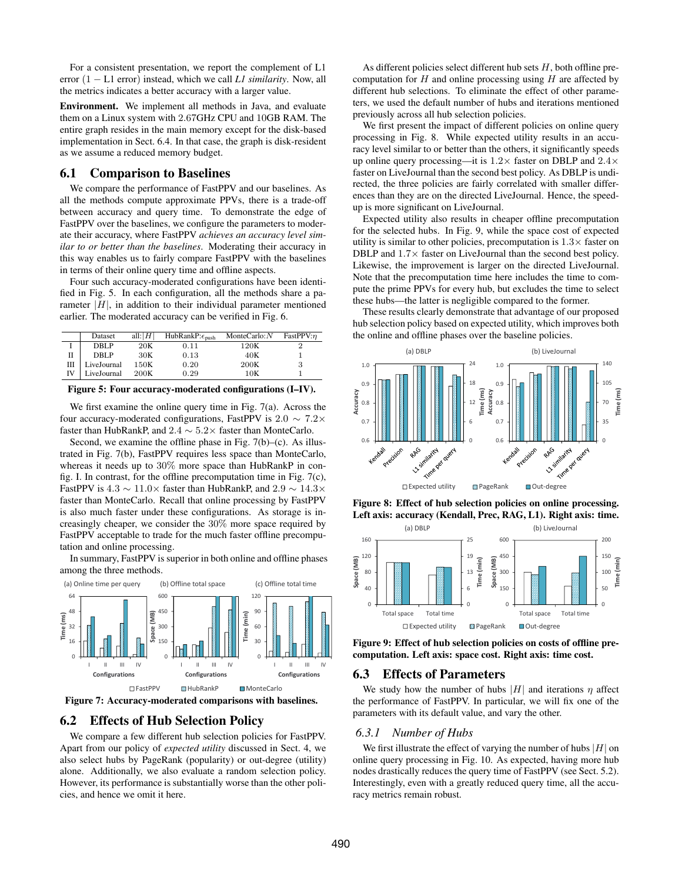For a consistent presentation, we report the complement of L1 error ($1 - $ L1 error) instead, which we call *L1 similarity*. Now, all the metrics indicates a better accuracy with a larger value.

**Environment.** We implement all methods in Java, and evaluate them on a Linux system with 2.67GHz CPU and 10GB RAM. The entire graph resides in the main memory except for the disk-based implementation in Sect. 6.4. In that case, the graph is disk-resident as we assume a reduced memory budget.

## 6.1 Comparison to Baselines

We compare the performance of FastPPV and our baselines. As all the methods compute approximate PPVs, there is a trade-off between accuracy and query time. To demonstrate the edge of FastPPV over the baselines, we configure the parameters to moderate their accuracy, where FastPPV *achieves an accuracy level similar to or better than the baselines.* Moderating their accuracy in this way enables us to fairly compare FastPPV with the baselines in terms of their online query time and offline aspects.

Four such accuracy-moderated configurations have been identified in Fig. 5. In each configuration, all the methods share a parameter $|H|$, in addition to their individual parameter mentioned earlier. The moderated accuracy can be verified in Fig. 6.

| | Dataset | all:$\lvert H \rvert$ | HubRankP:$\epsilon_{\text{push}}$ | MonteCarlo:$N$ | FastPPV:$\eta$ |
|---|---|---|---|---|---|
| I | DBLP | 20K | 0.11 | 120K | 2 |
| II | DBLP | 30K | 0.13 | 40K | 1 |
| III | LiveJournal | 150K | 0.20 | 200K | 3 |
| IV | LiveJournal | 200K | 0.29 | 10K | 1 |

**Figure 5: Four accuracy-moderated configurations (I–IV).**

We first examine the online query time in Fig. 7(a). Across the four accuracy-moderated configurations, FastPPV is $2.0 \sim 7.2\times$ faster than HubRankP, and $2.4 \sim 5.2\times$ faster than MonteCarlo.

Second, we examine the offline phase in Fig. 7(b)–(c). As illustrated in Fig. 7(b), FastPPV requires less space than MonteCarlo, whereas it needs up to 30% more space than HubRankP in config. I. In contrast, for the offline precomputation time in Fig. 7(c), FastPPV is $4.3 \sim 11.0\times$ faster than HubRankP, and $2.9 \sim 14.3\times$ faster than MonteCarlo. Recall that online processing by FastPPV is also much faster under these configurations. As storage is increasingly cheaper, we consider the 30% more space required by FastPPV acceptable to trade for the much faster offline precomputation and online processing.

In summary, FastPPV is superior in both online and offline phases among the three methods.

(a) Online time per query
(b) Offline total space
(c) Offline total time
Time (ms)
Space (MB)
Time (min)
Configurations
FastPPV HubRankP MonteCarlo

**Figure 7: Accuracy-moderated comparisons with baselines.**

## 6.2 Effects of Hub Selection Policy

We compare a few different hub selection policies for FastPPV. Apart from our policy of *expected utility* discussed in Sect. 4, we also select hubs by PageRank (popularity) or out-degree (utility) alone. Additionally, we also evaluate a random selection policy. However, its performance is substantially worse than the other policies, and hence we omit it here.

As different policies select different hub sets $H$, both offline precomputation for $H$ and online processing using $H$ are affected by different hub selections. To eliminate the effect of other parameters, we used the default number of hubs and iterations mentioned previously across all hub selection policies.

We first present the impact of different policies on online query processing in Fig. 8. While expected utility results in an accuracy level similar to or better than the others, it significantly speeds up online query processing—it is $1.2\times$ faster on DBLP and $2.4\times$ faster on LiveJournal than the second best policy. As DBLP is undirected, the three policies are fairly correlated with smaller differences than they are on the directed LiveJournal. Hence, the speedup is more significant on LiveJournal.

Expected utility also results in cheaper offline precomputation for the selected hubs. In Fig. 9, while the space cost of expected utility is similar to other policies, precomputation is $1.3\times$ faster on DBLP and $1.7\times$ faster on LiveJournal than the second best policy. Likewise, the improvement is larger on the directed LiveJournal. Note that the precomputation time here includes the time to compute the prime PPVs for every hub, but excludes the time to select these hubs—the latter is negligible compared to the former.

These results clearly demonstrate that advantage of our proposed hub selection policy based on expected utility, which improves both the online and offline phases over the baseline policies.

(a) DBLP
(b) LiveJournal
Accuracy
Time (ms)
Kendall Precision RAG L1 similarity Time per query
Expected utility PageRank Out-degree

**Figure 8: Effect of hub selection policies on online processing. Left axis: accuracy (Kendall, Prec, RAG, L1). Right axis: time.**

(a) DBLP
(b) LiveJournal
Space (MB)
Time (min)
Total space Total time
Expected utility PageRank Out-degree

**Figure 9: Effect of hub selection policies on costs of offline precomputation. Left axis: space cost. Right axis: time cost.**

## 6.3 Effects of Parameters

We study how the number of hubs $|H|$ and iterations $\eta$ affect the performance of FastPPV. In particular, we will fix one of the parameters with its default value, and vary the other.

### 6.3.1 Number of Hubs

We first illustrate the effect of varying the number of hubs $|H|$ on online query processing in Fig. 10. As expected, having more hub nodes drastically reduces the query time of FastPPV (see Sect. 5.2). Interestingly, even with a greatly reduced query time, all the accuracy metrics remain robust.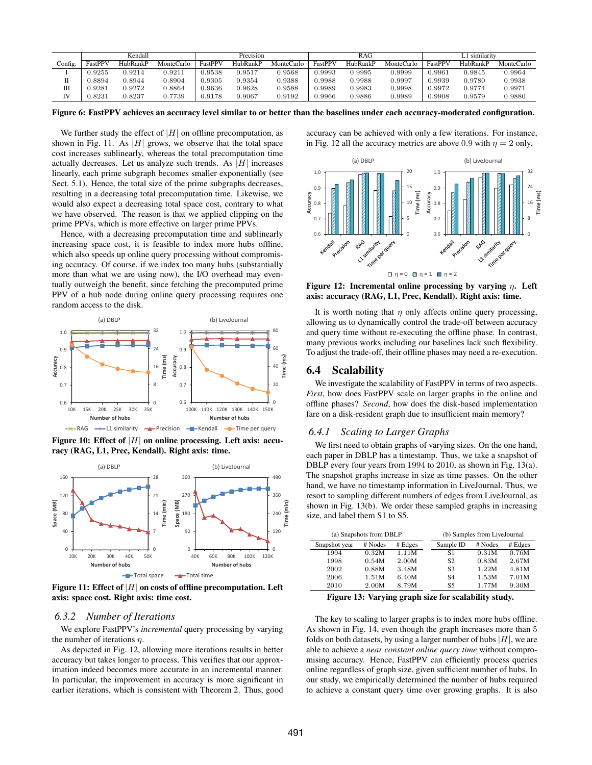| Config. | Kendall | | | Precision | | | RAG | | | L1 similarity | | |
|---|---|---|---|---|---|---|---|---|---|---|---|---|
| | FastPPV | HubRankP | MonteCarlo | FastPPV | HubRankP | MonteCarlo | FastPPV | HubRankP | MonteCarlo | FastPPV | HubRankP | MonteCarlo |
| I | 0.9255 | 0.9214 | 0.9211 | 0.9538 | 0.9517 | 0.9568 | 0.9993 | 0.9995 | 0.9999 | 0.9961 | 0.9845 | 0.9964 |
| II | 0.8894 | 0.8944 | 0.8904 | 0.9305 | 0.9354 | 0.9388 | 0.9988 | 0.9988 | 0.9997 | 0.9939 | 0.9780 | 0.9938 |
| III | 0.9281 | 0.9272 | 0.8864 | 0.9636 | 0.9628 | 0.9588 | 0.9989 | 0.9983 | 0.9998 | 0.9972 | 0.9774 | 0.9971 |
| IV | 0.8231 | 0.8237 | 0.7739 | 0.9178 | 0.9067 | 0.9192 | 0.9966 | 0.9886 | 0.9989 | 0.9908 | 0.9579 | 0.9880 |

**Figure 6: FastPPV achieves an accuracy level similar to or better than the baselines under each accuracy-moderated configuration.**

We further study the effect of $|H|$ on offline precomputation, as shown in Fig. 11. As $|H|$ grows, we observe that the total space cost increases sublinearly, whereas the total precomputation time actually decreases. Let us analyze such trends. As $|H|$ increases linearly, each prime subgraph becomes smaller exponentially (see Sect. 5.1). Hence, the total size of the prime subgraphs decreases, resulting in a decreasing total precomputation time. Likewise, we would also expect a decreasing total space cost, contrary to what we have observed. The reason is that we applied clipping on the prime PPVs, which is more effective on larger prime PPVs.

Hence, with a decreasing precomputation time and sublinearly increasing space cost, it is feasible to index more hubs offline, which also speeds up online query processing without compromising accuracy. Of course, if we index too many hubs (substantially more than what we are using now), the I/O overhead may eventually outweigh the benefit, since fetching the precomputed prime PPV of a hub node during online query processing requires one random access to the disk.

(a) DBLP
(b) LiveJournal
Accuracy
Time (ms)
Number of hubs
RAG
L1 similarity
Precision
Kendall
Time per query

**Figure 10: Effect of $|H|$ on online processing. Left axis: accuracy (RAG, L1, Prec, Kendall). Right axis: time.**

(a) DBLP
(b) LiveJournal
Space (MB)
Time (min)
Number of hubs
Total space
Total time

**Figure 11: Effect of $|H|$ on costs of offline precomputation. Left axis: space cost. Right axis: time cost.**

### 6.3.2 Number of Iterations

We explore FastPPV's *incremental* query processing by varying the number of iterations $\eta$.

As depicted in Fig. 12, allowing more iterations results in better accuracy but takes longer to process. This verifies that our approximation indeed becomes more accurate in an incremental manner. In particular, the improvement in accuracy is more significant in earlier iterations, which is consistent with Theorem 2. Thus, good accuracy can be achieved with only a few iterations. For instance, in Fig. 12 all the accuracy metrics are above 0.9 with $\eta = 2$ only.

(a) DBLP
(b) LiveJournal
Accuracy
Time (ms)
Kendall
Precision
RAG
L1 similarity
Time per query
η = 0
η = 1
η = 2

**Figure 12: Incremental online processing by varying $\eta$. Left axis: accuracy (RAG, L1, Prec, Kendall). Right axis: time.**

It is worth noting that $\eta$ only affects online query processing, allowing us to dynamically control the trade-off between accuracy and query time without re-executing the offline phase. In contrast, many previous works including our baselines lack such flexibility. To adjust the trade-off, their offline phases may need a re-execution.

## 6.4 Scalability

We investigate the scalability of FastPPV in terms of two aspects. *First*, how does FastPPV scale on larger graphs in the online and offline phases? *Second*, how does the disk-based implementation fare on a disk-resident graph due to insufficient main memory?

### 6.4.1 Scaling to Larger Graphs

We first need to obtain graphs of varying sizes. On the one hand, each paper in DBLP has a timestamp. Thus, we take a snapshot of DBLP every four years from 1994 to 2010, as shown in Fig. 13(a). The snapshot graphs increase in size as time passes. On the other hand, we have no timestamp information in LiveJournal. Thus, we resort to sampling different numbers of edges from LiveJournal, as shown in Fig. 13(b). We order these sampled graphs in increasing size, and label them S1 to S5.

(a) Snapshots from DBLP

| Snapshot year | # Nodes | # Edges |
|---|---|---|
| 1994 | 0.32M | 1.11M |
| 1998 | 0.54M | 2.00M |
| 2002 | 0.88M | 3.48M |
| 2006 | 1.51M | 6.40M |
| 2010 | 2.00M | 8.79M |

(b) Samples from LiveJournal

| Sample ID | # Nodes | # Edges |
|---|---|---|
| S1 | 0.31M | 0.76M |
| S2 | 0.83M | 2.67M |
| S3 | 1.22M | 4.81M |
| S4 | 1.53M | 7.01M |
| S5 | 1.77M | 9.30M |

**Figure 13: Varying graph size for scalability study.**

The key to scaling to larger graphs is to index more hubs offline. As shown in Fig. 14, even though the graph increases more than 5 folds on both datasets, by using a larger number of hubs $|H|$, we are able to achieve a *near constant online query time* without compromising accuracy. Hence, FastPPV can efficiently process queries online regardless of graph size, given sufficient number of hubs. In our study, we empirically determined the number of hubs required to achieve a constant query time over growing graphs. It is also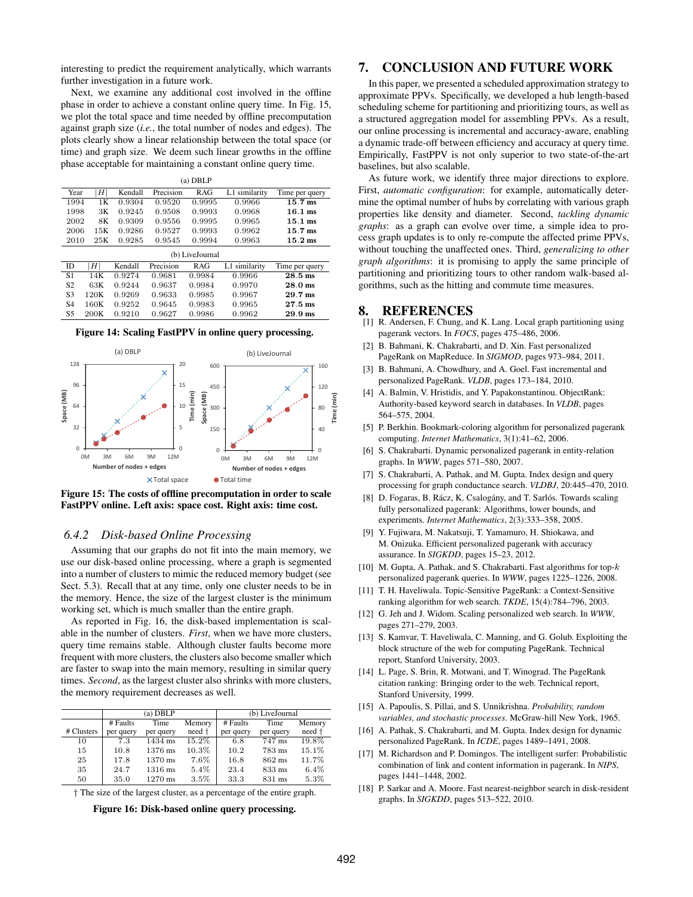interesting to predict the requirement analytically, which warrants further investigation in a future work.

Next, we examine any additional cost involved in the offline phase in order to achieve a constant online query time. In Fig. 15, we plot the total space and time needed by offline precomputation against graph size (*i.e.*, the total number of nodes and edges). The plots clearly show a linear relationship between the total space (or time) and graph size. We deem such linear growths in the offline phase acceptable for maintaining a constant online query time.

(a) DBLP

| Year | $\|H\|$ | Kendall | Precision | RAG | L1 similarity | Time per query |
|---|---|---|---|---|---|---|
| 1994 | 1K | 0.9304 | 0.9520 | 0.9995 | 0.9966 | **15.7 ms** |
| 1998 | 3K | 0.9245 | 0.9508 | 0.9993 | 0.9968 | **16.1 ms** |
| 2002 | 8K | 0.9309 | 0.9556 | 0.9995 | 0.9965 | **15.1 ms** |
| 2006 | 15K | 0.9286 | 0.9527 | 0.9993 | 0.9962 | **15.7 ms** |
| 2010 | 25K | 0.9285 | 0.9545 | 0.9994 | 0.9963 | **15.2 ms** |

(b) LiveJournal

| ID | $\|H\|$ | Kendall | Precision | RAG | L1 similarity | Time per query |
|---|---|---|---|---|---|---|
| S1 | 14K | 0.9274 | 0.9681 | 0.9984 | 0.9966 | **28.5 ms** |
| S2 | 63K | 0.9244 | 0.9637 | 0.9984 | 0.9970 | **28.0 ms** |
| S3 | 120K | 0.9269 | 0.9633 | 0.9985 | 0.9967 | **29.7 ms** |
| S4 | 160K | 0.9252 | 0.9645 | 0.9983 | 0.9965 | **27.5 ms** |
| S5 | 200K | 0.9210 | 0.9627 | 0.9986 | 0.9962 | **29.9 ms** |

**Figure 14: Scaling FastPPV in online query processing.**

(a) DBLP
Space (MB) 0 32 64 96 128
Time (min) 0 5 10 15 20
0M 3M 6M 9M 12M
Number of nodes + edges

(b) LiveJournal
Space (MB) 0 150 300 450 600
Time (min) 0 40 80 120 160
0M 3M 6M 9M 12M
Number of nodes + edges

Total space  Total time

**Figure 15: The costs of offline precomputation in order to scale FastPPV online. Left axis: space cost. Right axis: time cost.**

### 6.4.2 Disk-based Online Processing

Assuming that our graphs do not fit into the main memory, we use our disk-based online processing, where a graph is segmented into a number of clusters to mimic the reduced memory budget (see Sect. 5.3). Recall that at any time, only one cluster needs to be in the memory. Hence, the size of the largest cluster is the minimum working set, which is much smaller than the entire graph.

As reported in Fig. 16, the disk-based implementation is scalable in the number of clusters. *First*, when we have more clusters, query time remains stable. Although cluster faults become more frequent with more clusters, the clusters also become smaller which are faster to swap into the main memory, resulting in similar query times. *Second*, as the largest cluster also shrinks with more clusters, the memory requirement decreases as well.

| | (a) DBLP | | | (b) LiveJournal | | |
|---|---|---|---|---|---|---|
| # Clusters | # Faults per query | Time per query | Memory need † | # Faults per query | Time per query | Memory need † |
| 10 | 7.3 | 1434 ms | 15.2% | 6.8 | 747 ms | 19.8% |
| 15 | 10.8 | 1376 ms | 10.3% | 10.2 | 783 ms | 15.1% |
| 25 | 17.8 | 1370 ms | 7.6% | 16.8 | 862 ms | 11.7% |
| 35 | 24.7 | 1316 ms | 5.4% | 23.4 | 833 ms | 6.4% |
| 50 | 35.0 | 1270 ms | 3.5% | 33.3 | 831 ms | 5.3% |

† The size of the largest cluster, as a percentage of the entire graph.

**Figure 16: Disk-based online query processing.**

## 7. CONCLUSION AND FUTURE WORK

In this paper, we presented a scheduled approximation strategy to approximate PPVs. Specifically, we developed a hub length-based scheduling scheme for partitioning and prioritizing tours, as well as a structured aggregation model for assembling PPVs. As a result, our online processing is incremental and accuracy-aware, enabling a dynamic trade-off between efficiency and accuracy at query time. Empirically, FastPPV is not only superior to two state-of-the-art baselines, but also scalable.

As future work, we identify three major directions to explore. First, *automatic configuration*: for example, automatically determine the optimal number of hubs by correlating with various graph properties like density and diameter. Second, *tackling dynamic graphs*: as a graph can evolve over time, a simple idea to process graph updates is to only re-compute the affected prime PPVs, without touching the unaffected ones. Third, *generalizing to other graph algorithms*: it is promising to apply the same principle of partitioning and prioritizing tours to other random walk-based algorithms, such as the hitting and commute time measures.

## 8. REFERENCES

[1] R. Andersen, F. Chung, and K. Lang. Local graph partitioning using pagerank vectors. In *FOCS*, pages 475–486, 2006.

[2] B. Bahmani, K. Chakrabarti, and D. Xin. Fast personalized PageRank on MapReduce. In *SIGMOD*, pages 973–984, 2011.

[3] B. Bahmani, A. Chowdhury, and A. Goel. Fast incremental and personalized PageRank. *VLDB*, pages 173–184, 2010.

[4] A. Balmin, V. Hristidis, and Y. Papakonstantinou. ObjectRank: Authority-based keyword search in databases. In *VLDB*, pages 564–575, 2004.

[5] P. Berkhin. Bookmark-coloring algorithm for personalized pagerank computing. *Internet Mathematics*, 3(1):41–62, 2006.

[6] S. Chakrabarti. Dynamic personalized pagerank in entity-relation graphs. In *WWW*, pages 571–580, 2007.

[7] S. Chakrabarti, A. Pathak, and M. Gupta. Index design and query processing for graph conductance search. *VLDBJ*, 20:445–470, 2010.

[8] D. Fogaras, B. Rácz, K. Csalogány, and T. Sarlós. Towards scaling fully personalized pagerank: Algorithms, lower bounds, and experiments. *Internet Mathematics*, 2(3):333–358, 2005.

[9] Y. Fujiwara, M. Nakatsuji, T. Yamamuro, H. Shiokawa, and M. Onizuka. Efficient personalized pagerank with accuracy assurance. In *SIGKDD*, pages 15–23, 2012.

[10] M. Gupta, A. Pathak, and S. Chakrabarti. Fast algorithms for top-$k$ personalized pagerank queries. In *WWW*, pages 1225–1226, 2008.

[11] T. H. Haveliwala. Topic-Sensitive PageRank: a Context-Sensitive ranking algorithm for web search. *TKDE*, 15(4):784–796, 2003.

[12] G. Jeh and J. Widom. Scaling personalized web search. In *WWW*, pages 271–279, 2003.

[13] S. Kamvar, T. Haveliwala, C. Manning, and G. Golub. Exploiting the block structure of the web for computing PageRank. Technical report, Stanford University, 2003.

[14] L. Page, S. Brin, R. Motwani, and T. Winograd. The PageRank citation ranking: Bringing order to the web. Technical report, Stanford University, 1999.

[15] A. Papoulis, S. Pillai, and S. Unnikrishna. *Probability, random variables, and stochastic processes*. McGraw-hill New York, 1965.

[16] A. Pathak, S. Chakrabarti, and M. Gupta. Index design for dynamic personalized PageRank. In *ICDE*, pages 1489–1491, 2008.

[17] M. Richardson and P. Domingos. The intelligent surfer: Probabilistic combination of link and content information in pagerank. In *NIPS*, pages 1441–1448, 2002.

[18] P. Sarkar and A. Moore. Fast nearest-neighbor search in disk-resident graphs. In *SIGKDD*, pages 513–522, 2010.